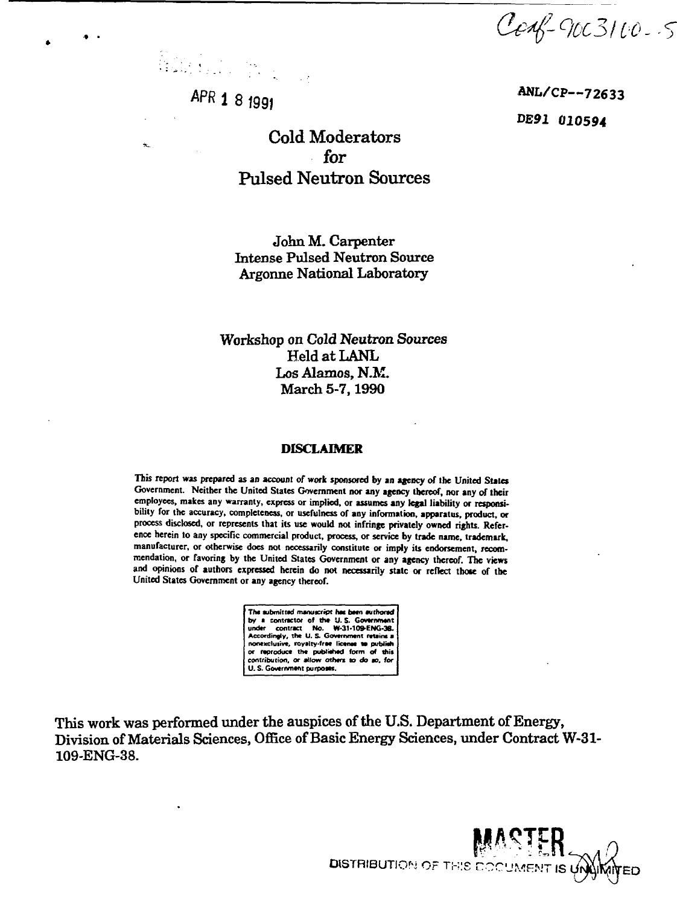Conf-900310-5

APR 1 8 1991

ANL/CP--72633

DE91 010594

# Cold Moderators for Pulsed Neutron Sources

John M. Carpenter
Intense Pulsed Neutron Source
Argonne National Laboratory

Workshop on *Cold Neutron Sources*
Held at LANL
Los Alamos, N.M.
March 5-7, 1990

**DISCLAIMER**

This report was prepared as an account of work sponsored by an agency of the United States Government. Neither the United States Government nor any agency thereof, nor any of their employees, makes any warranty, express or implied, or assumes any legal liability or responsibility for the accuracy, completeness, or usefulness of any information, apparatus, product, or process disclosed, or represents that its use would not infringe privately owned rights. Reference herein to any specific commercial product, process, or service by trade name, trademark, manufacturer, or otherwise does not necessarily constitute or imply its endorsement, recommendation, or favoring by the United States Government or any agency thereof. The views and opinions of authors expressed herein do not necessarily state or reflect those of the United States Government or any agency thereof.

The submitted manuscript has been authored by a contractor of the U. S. Government under contract No. W-31-109-ENG-38. Accordingly, the U. S. Government retains a nonexclusive, royalty-free license to publish or reproduce the published form of this contribution, or allow others to do so, for U. S. Government purposes.

This work was performed under the auspices of the U.S. Department of Energy, Division of Materials Sciences, Office of Basic Energy Sciences, under Contract W-31-109-ENG-38.

MASTER

DISTRIBUTION OF THIS DOCUMENT IS UNLIMITED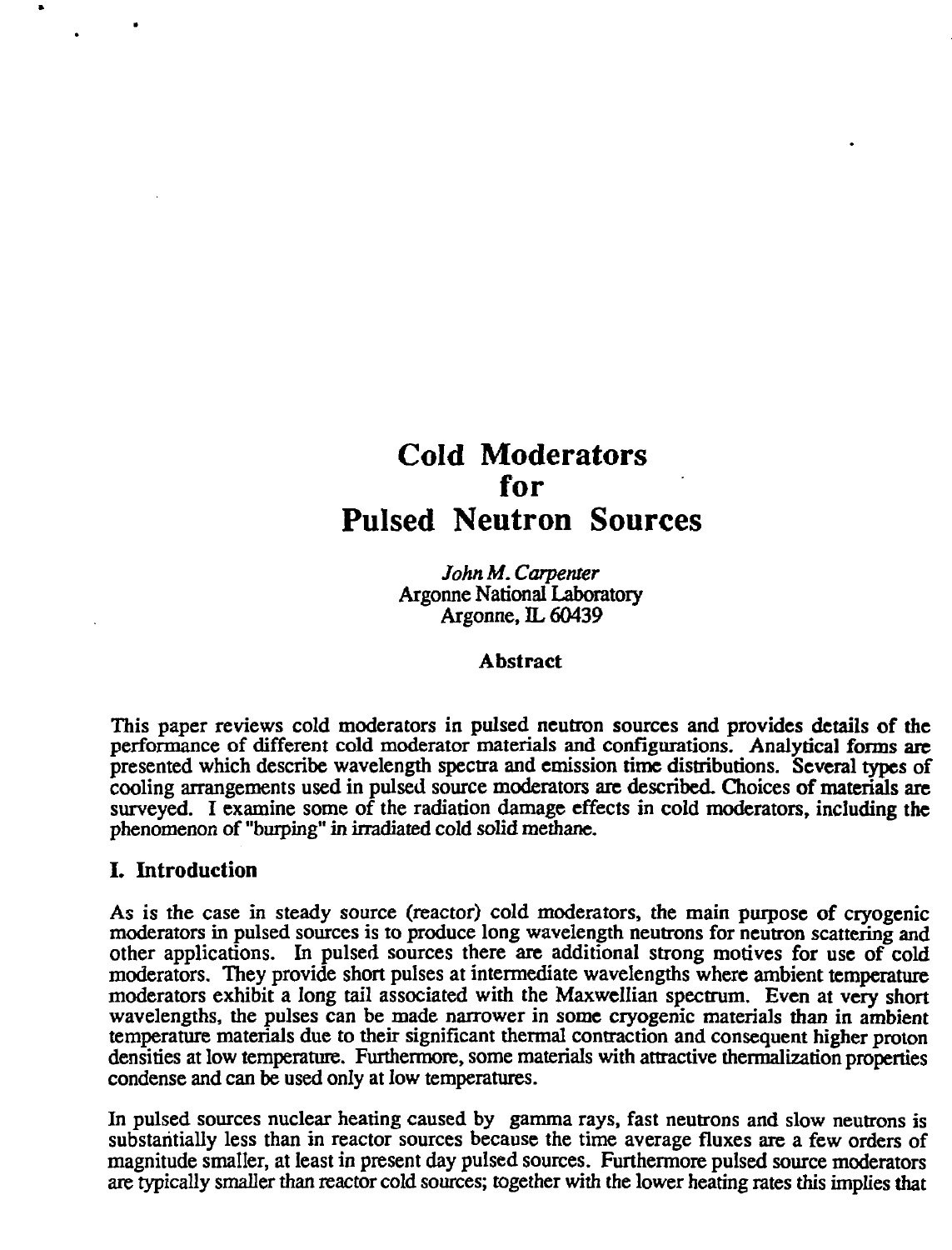# Cold Moderators for Pulsed Neutron Sources

*John M. Carpenter*
Argonne National Laboratory
Argonne, IL 60439

### Abstract

This paper reviews cold moderators in pulsed neutron sources and provides details of the performance of different cold moderator materials and configurations. Analytical forms are presented which describe wavelength spectra and emission time distributions. Several types of cooling arrangements used in pulsed source moderators are described. Choices of materials are surveyed. I examine some of the radiation damage effects in cold moderators, including the phenomenon of "burping" in irradiated cold solid methane.

## I. Introduction

As is the case in steady source (reactor) cold moderators, the main purpose of cryogenic moderators in pulsed sources is to produce long wavelength neutrons for neutron scattering and other applications. In pulsed sources there are additional strong motives for use of cold moderators. They provide short pulses at intermediate wavelengths where ambient temperature moderators exhibit a long tail associated with the Maxwellian spectrum. Even at very short wavelengths, the pulses can be made narrower in some cryogenic materials than in ambient temperature materials due to their significant thermal contraction and consequent higher proton densities at low temperature. Furthermore, some materials with attractive thermalization properties condense and can be used only at low temperatures.

In pulsed sources nuclear heating caused by gamma rays, fast neutrons and slow neutrons is substantially less than in reactor sources because the time average fluxes are a few orders of magnitude smaller, at least in present day pulsed sources. Furthermore pulsed source moderators are typically smaller than reactor cold sources; together with the lower heating rates this implies that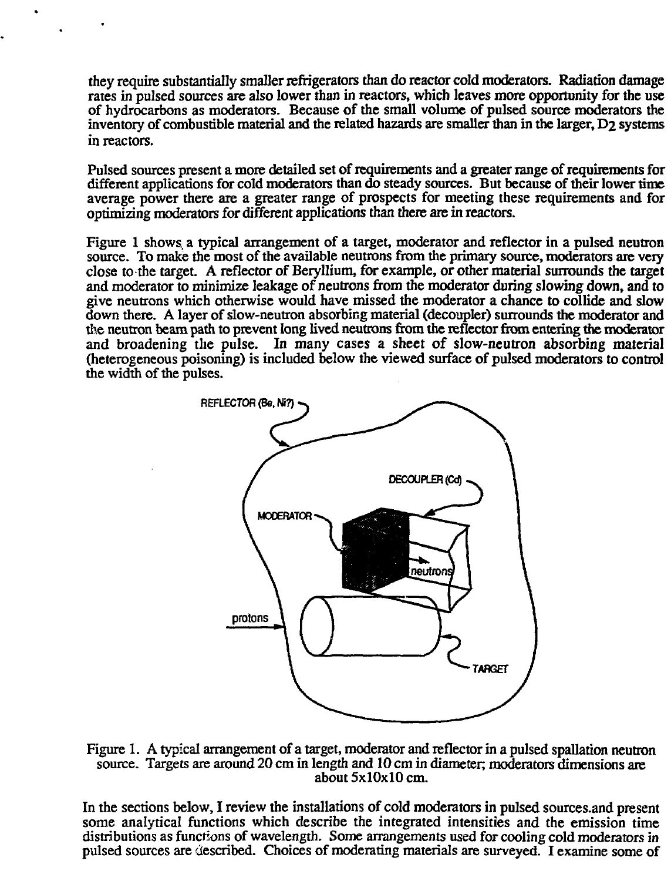they require substantially smaller refrigerators than do reactor cold moderators. Radiation damage rates in pulsed sources are also lower than in reactors, which leaves more opportunity for the use of hydrocarbons as moderators. Because of the small volume of pulsed source moderators the inventory of combustible material and the related hazards are smaller than in the larger, $D_2$ systems in reactors.

Pulsed sources present a more detailed set of requirements and a greater range of requirements for different applications for cold moderators than do steady sources. But because of their lower time average power there are a greater range of prospects for meeting these requirements and for optimizing moderators for different applications than there are in reactors.

Figure 1 shows a typical arrangement of a target, moderator and reflector in a pulsed neutron source. To make the most of the available neutrons from the primary source, moderators are very close to the target. A reflector of Beryllium, for example, or other material surrounds the target and moderator to minimize leakage of neutrons from the moderator during slowing down, and to give neutrons which otherwise would have missed the moderator a chance to collide and slow down there. A layer of slow-neutron absorbing material (decoupler) surrounds the moderator and the neutron beam path to prevent long lived neutrons from the reflector from entering the moderator and broadening the pulse. In many cases a sheet of slow-neutron absorbing material (heterogeneous poisoning) is included below the viewed surface of pulsed moderators to control the width of the pulses.

REFLECTOR (Be, Ni?)

DECOUPLER (Cd)

MODERATOR

neutrons

protons

TARGET

Figure 1. A typical arrangement of a target, moderator and reflector in a pulsed spallation neutron source. Targets are around 20 cm in length and 10 cm in diameter; moderators dimensions are about 5x10x10 cm.

In the sections below, I review the installations of cold moderators in pulsed sources.and present some analytical functions which describe the integrated intensities and the emission time distributions as functions of wavelength. Some arrangements used for cooling cold moderators in pulsed sources are described. Choices of moderating materials are surveyed. I examine some of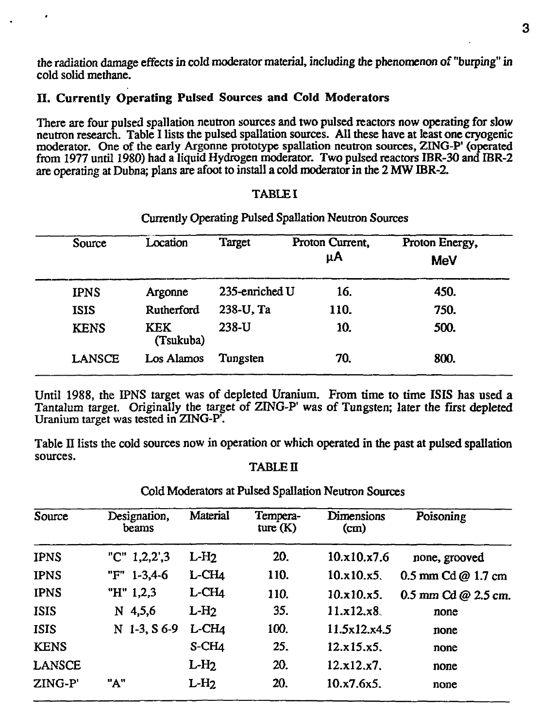the radiation damage effects in cold moderator material, including the phenomenon of "burping" in cold solid methane.

## II. Currently Operating Pulsed Sources and Cold Moderators

There are four pulsed spallation neutron sources and two pulsed reactors now operating for slow neutron research. Table I lists the pulsed spallation sources. All these have at least one cryogenic moderator. One of the early Argonne prototype spallation neutron sources, ZING-P' (operated from 1977 until 1980) had a liquid Hydrogen moderator. Two pulsed reactors IBR-30 and IBR-2 are operating at Dubna; plans are afoot to install a cold moderator in the 2 MW IBR-2.

TABLE I

Currently Operating Pulsed Spallation Neutron Sources

| Source | Location | Target | Proton Current, μA | Proton Energy, MeV |
|---|---|---|---|---|
| IPNS | Argonne | 235-enriched U | 16. | 450. |
| ISIS | Rutherford | 238-U, Ta | 110. | 750. |
| KENS | KEK (Tsukuba) | 238-U | 10. | 500. |
| LANSCE | Los Alamos | Tungsten | 70. | 800. |

Until 1988, the IPNS target was of depleted Uranium. From time to time ISIS has used a Tantalum target. Originally the target of ZING-P' was of Tungsten; later the first depleted Uranium target was tested in ZING-P'.

Table II lists the cold sources now in operation or which operated in the past at pulsed spallation sources.

TABLE II

Cold Moderators at Pulsed Spallation Neutron Sources

| Source | Designation, beams | Material | Temperature (K) | Dimensions (cm) | Poisoning |
|---|---|---|---|---|---|
| IPNS | "C" 1,2,2',3 | L-$H_2$ | 20. | 10.x10.x7.6 | none, grooved |
| IPNS | "F" 1-3,4-6 | L-$CH_4$ | 110. | 10.x10.x5. | 0.5 mm Cd @ 1.7 cm |
| IPNS | "H" 1,2,3 | L-$CH_4$ | 110. | 10.x10.x5. | 0.5 mm Cd @ 2.5 cm. |
| ISIS | N 4,5,6 | L-$H_2$ | 35. | 11.x12.x8. | none |
| ISIS | N 1-3, S 6-9 | L-$CH_4$ | 100. | 11.5x12.x4.5 | none |
| KENS | | S-$CH_4$ | 25. | 12.x15.x5. | none |
| LANSCE | | L-$H_2$ | 20. | 12.x12.x7. | none |
| ZING-P' | "A" | L-$H_2$ | 20. | 10.x7.6x5. | none |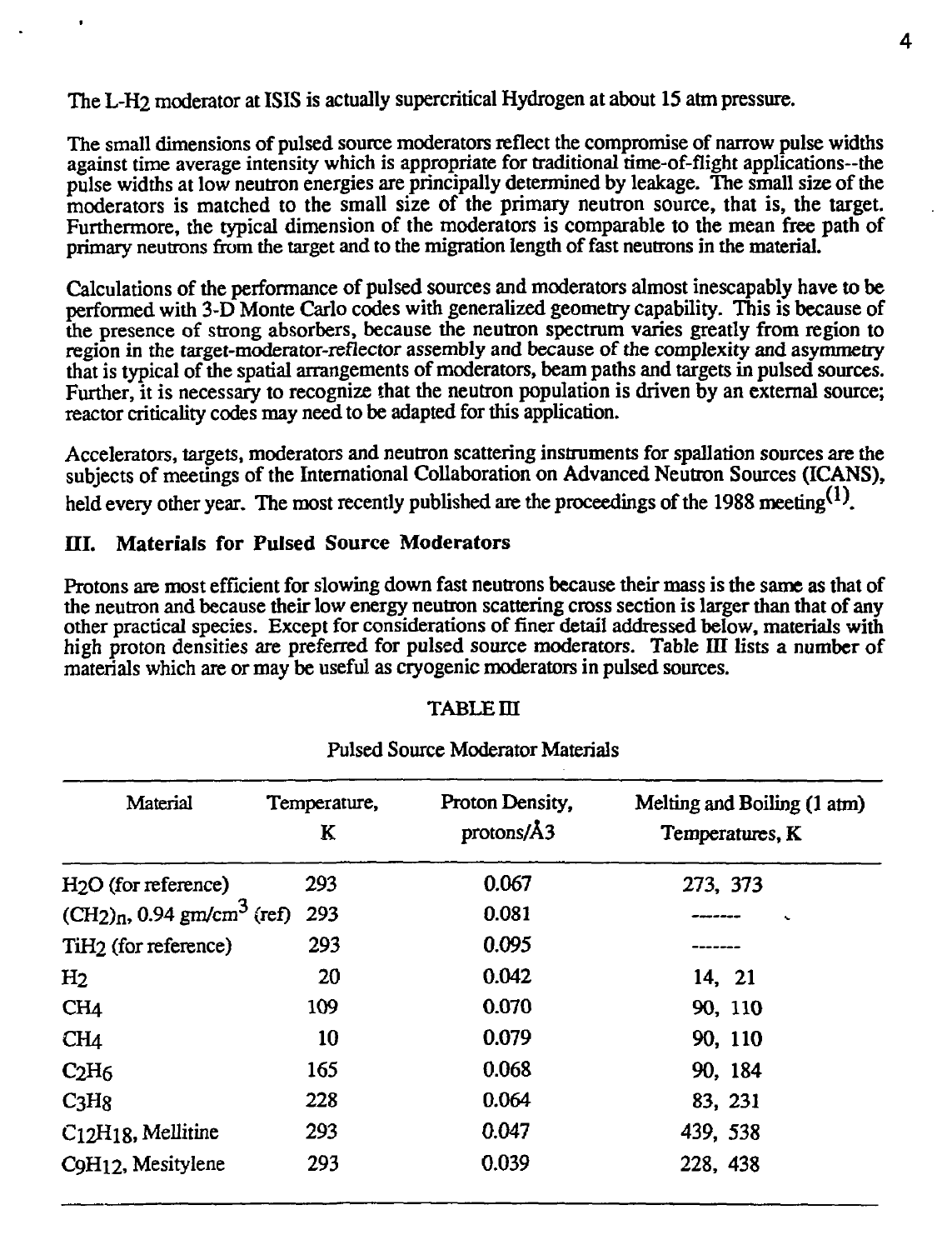The L-$H_2$ moderator at ISIS is actually supercritical Hydrogen at about 15 atm pressure.

The small dimensions of pulsed source moderators reflect the compromise of narrow pulse widths against time average intensity which is appropriate for traditional time-of-flight applications--the pulse widths at low neutron energies are principally determined by leakage. The small size of the moderators is matched to the small size of the primary neutron source, that is, the target. Furthermore, the typical dimension of the moderators is comparable to the mean free path of primary neutrons from the target and to the migration length of fast neutrons in the material.

Calculations of the performance of pulsed sources and moderators almost inescapably have to be performed with 3-D Monte Carlo codes with generalized geometry capability. This is because of the presence of strong absorbers, because the neutron spectrum varies greatly from region to region in the target-moderator-reflector assembly and because of the complexity and asymmetry that is typical of the spatial arrangements of moderators, beam paths and targets in pulsed sources. Further, it is necessary to recognize that the neutron population is driven by an external source; reactor criticality codes may need to be adapted for this application.

Accelerators, targets, moderators and neutron scattering instruments for spallation sources are the subjects of meetings of the International Collaboration on Advanced Neutron Sources (ICANS), held every other year. The most recently published are the proceedings of the 1988 meeting[1].

## III. Materials for Pulsed Source Moderators

Protons are most efficient for slowing down fast neutrons because their mass is the same as that of the neutron and because their low energy neutron scattering cross section is larger than that of any other practical species. Except for considerations of finer detail addressed below, materials with high proton densities are preferred for pulsed source moderators. Table III lists a number of materials which are or may be useful as cryogenic moderators in pulsed sources.

TABLE III

Pulsed Source Moderator Materials

| Material | Temperature, K | Proton Density, protons/Å3 | Melting and Boiling (1 atm) Temperatures, K |
|---|---|---|---|
| $H_2O$ (for reference) | 293 | 0.067 | 273, 373 |
| $(CH_2)_n$, 0.94 gm/cm$^3$ (ref) | 293 | 0.081 | ------- |
| $TiH_2$ (for reference) | 293 | 0.095 | ------- |
| $H_2$ | 20 | 0.042 | 14, 21 |
| $CH_4$ | 109 | 0.070 | 90, 110 |
| $CH_4$ | 10 | 0.079 | 90, 110 |
| $C_2H_6$ | 165 | 0.068 | 90, 184 |
| $C_3H_8$ | 228 | 0.064 | 83, 231 |
| $C_{12}H_{18}$, Mellitine | 293 | 0.047 | 439, 538 |
| $C_9H_{12}$, Mesitylene | 293 | 0.039 | 228, 438 |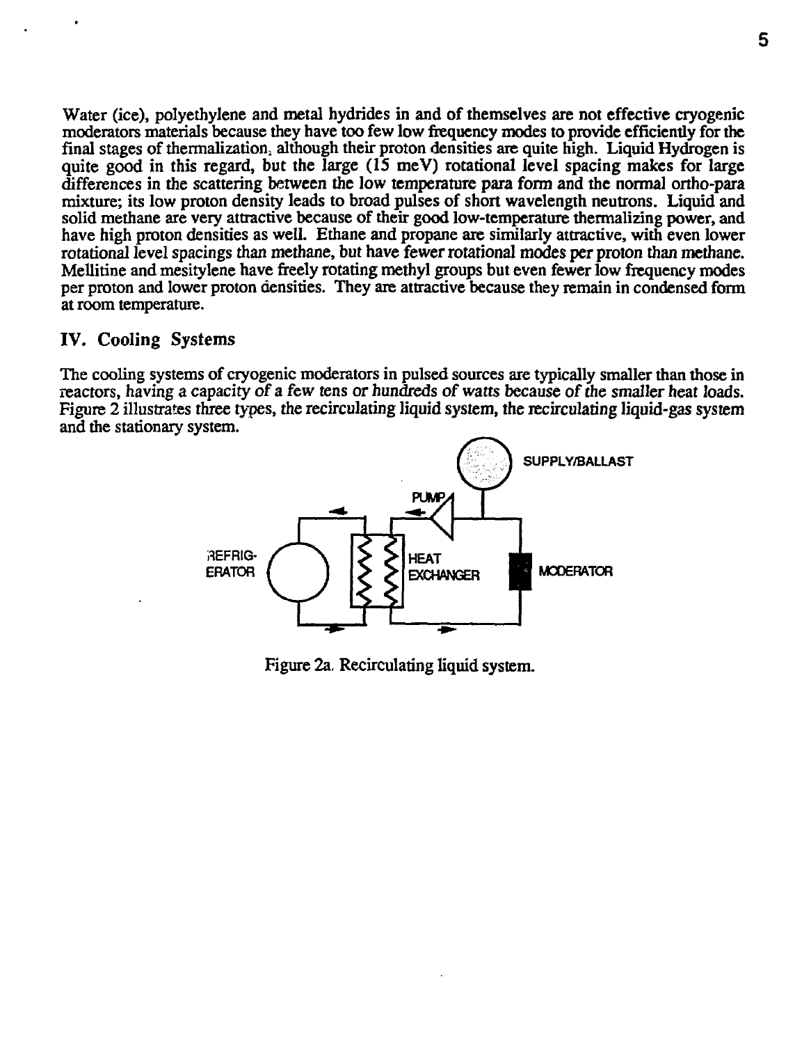Water (ice), polyethylene and metal hydrides in and of themselves are not effective cryogenic moderators materials because they have too few low frequency modes to provide efficiently for the final stages of thermalization, although their proton densities are quite high. Liquid Hydrogen is quite good in this regard, but the large (15 meV) rotational level spacing makes for large differences in the scattering between the low temperature para form and the normal ortho-para mixture; its low proton density leads to broad pulses of short wavelength neutrons. Liquid and solid methane are very attractive because of their good low-temperature thermalizing power, and have high proton densities as well. Ethane and propane are similarly attractive, with even lower rotational level spacings than methane, but have fewer rotational modes per proton than methane. Mellitine and mesitylene have freely rotating methyl groups but even fewer low frequency modes per proton and lower proton densities. They are attractive because they remain in condensed form at room temperature.

## IV. Cooling Systems

The cooling systems of cryogenic moderators in pulsed sources are typically smaller than those in reactors, having a capacity of a few tens or hundreds of watts because of the smaller heat loads. Figure 2 illustrates three types, the recirculating liquid system, the recirculating liquid-gas system and the stationary system.

SUPPLY/BALLAST

PUMP

REFRIG-ERATOR

HEAT EXCHANGER

MODERATOR

Figure 2a. Recirculating liquid system.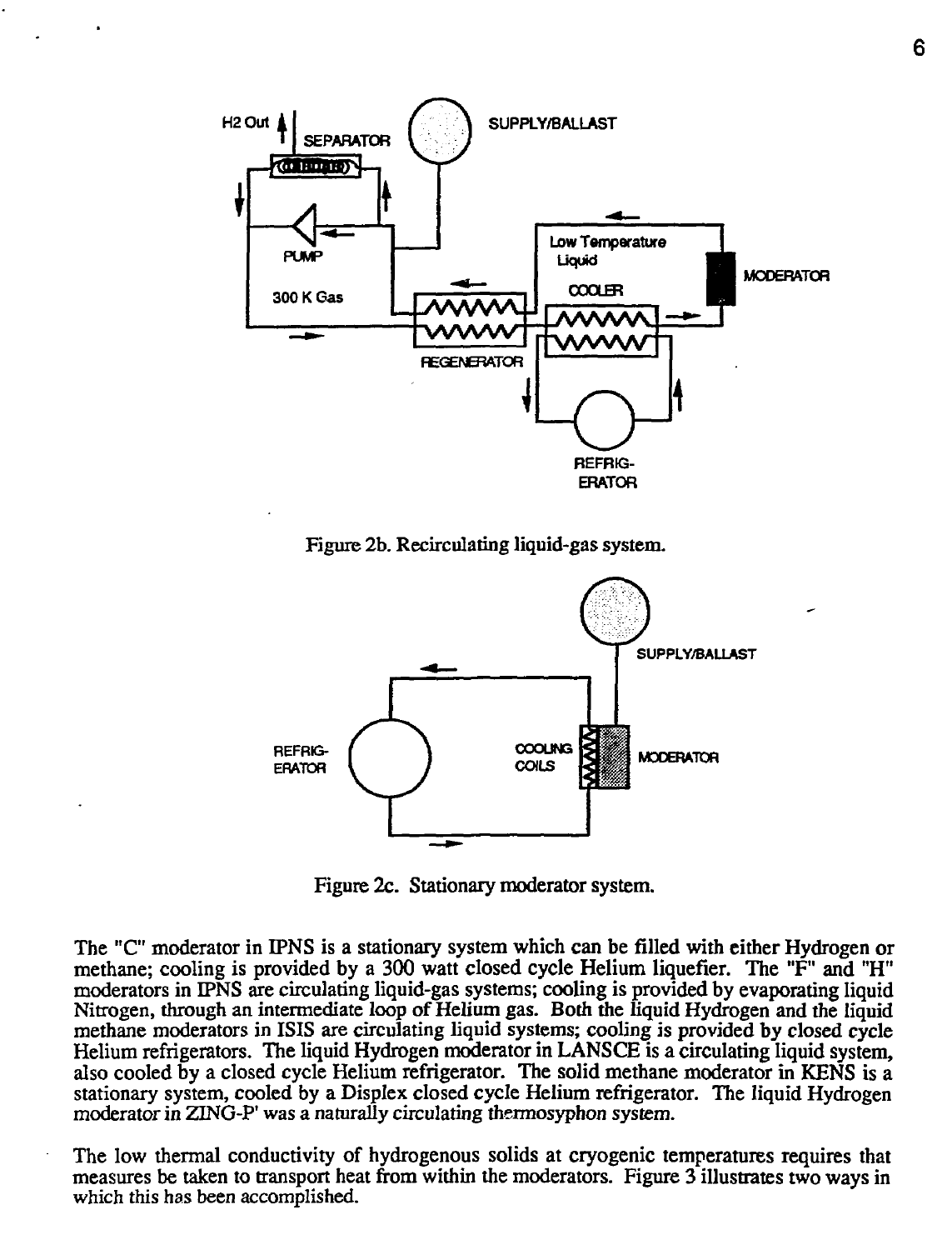Figure 2b. Recirculating liquid-gas system.

Figure 2c. Stationary moderator system.

The "C" moderator in IPNS is a stationary system which can be filled with either Hydrogen or methane; cooling is provided by a 300 watt closed cycle Helium liquefier. The "F" and "H" moderators in IPNS are circulating liquid-gas systems; cooling is provided by evaporating liquid Nitrogen, through an intermediate loop of Helium gas. Both the liquid Hydrogen and the liquid methane moderators in ISIS are circulating liquid systems; cooling is provided by closed cycle Helium refrigerators. The liquid Hydrogen moderator in LANSCE is a circulating liquid system, also cooled by a closed cycle Helium refrigerator. The solid methane moderator in KENS is a stationary system, cooled by a Displex closed cycle Helium refrigerator. The liquid Hydrogen moderator in ZING-P' was a naturally circulating thermosyphon system.

The low thermal conductivity of hydrogenous solids at cryogenic temperatures requires that measures be taken to transport heat from within the moderators. Figure 3 illustrates two ways in which this has been accomplished.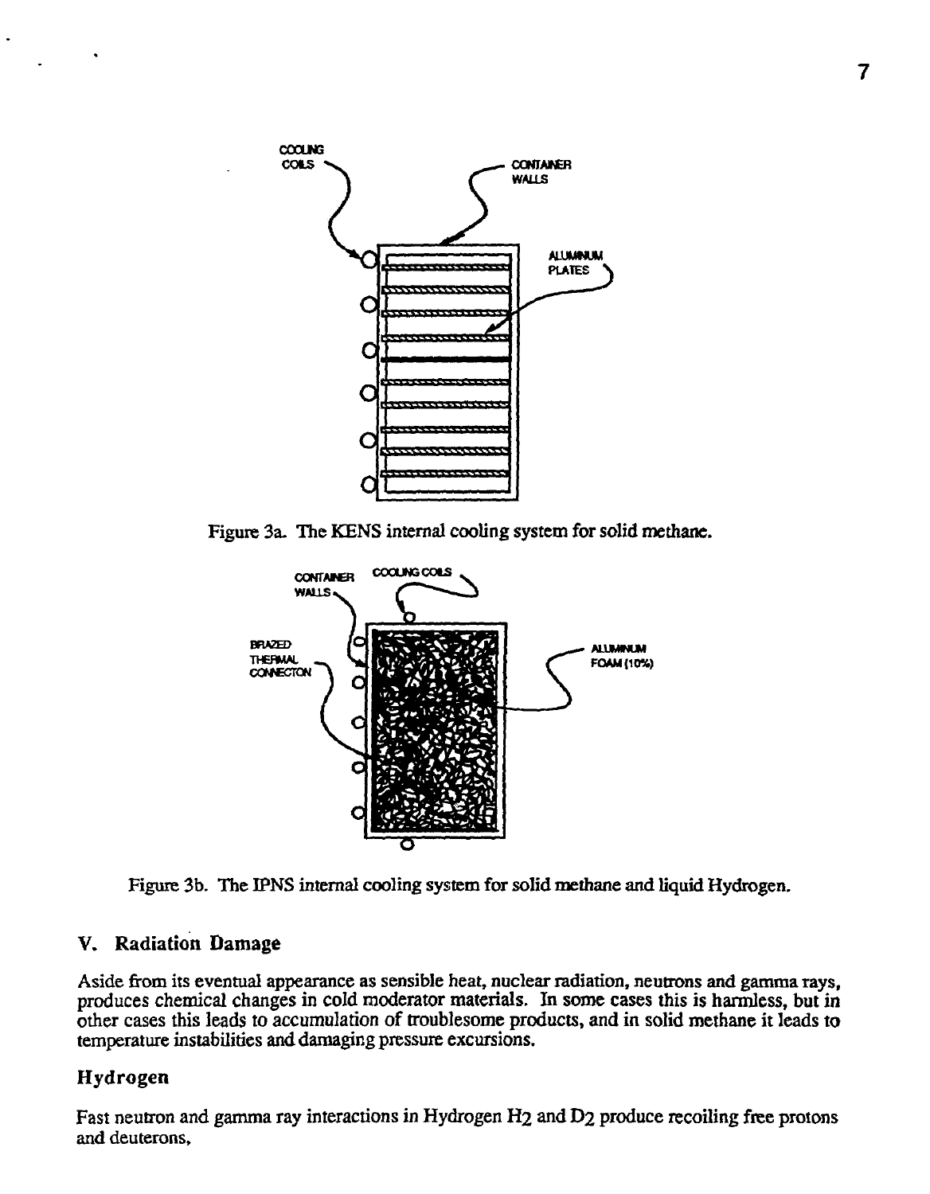Figure 3a. The KENS internal cooling system for solid methane.

Figure 3b. The IPNS internal cooling system for solid methane and liquid Hydrogen.

## V. Radiation Damage

Aside from its eventual appearance as sensible heat, nuclear radiation, neutrons and gamma rays, produces chemical changes in cold moderator materials. In some cases this is harmless, but in other cases this leads to accumulation of troublesome products, and in solid methane it leads to temperature instabilities and damaging pressure excursions.

### Hydrogen

Fast neutron and gamma ray interactions in Hydrogen $H_2$ and $D_2$ produce recoiling free protons and deuterons,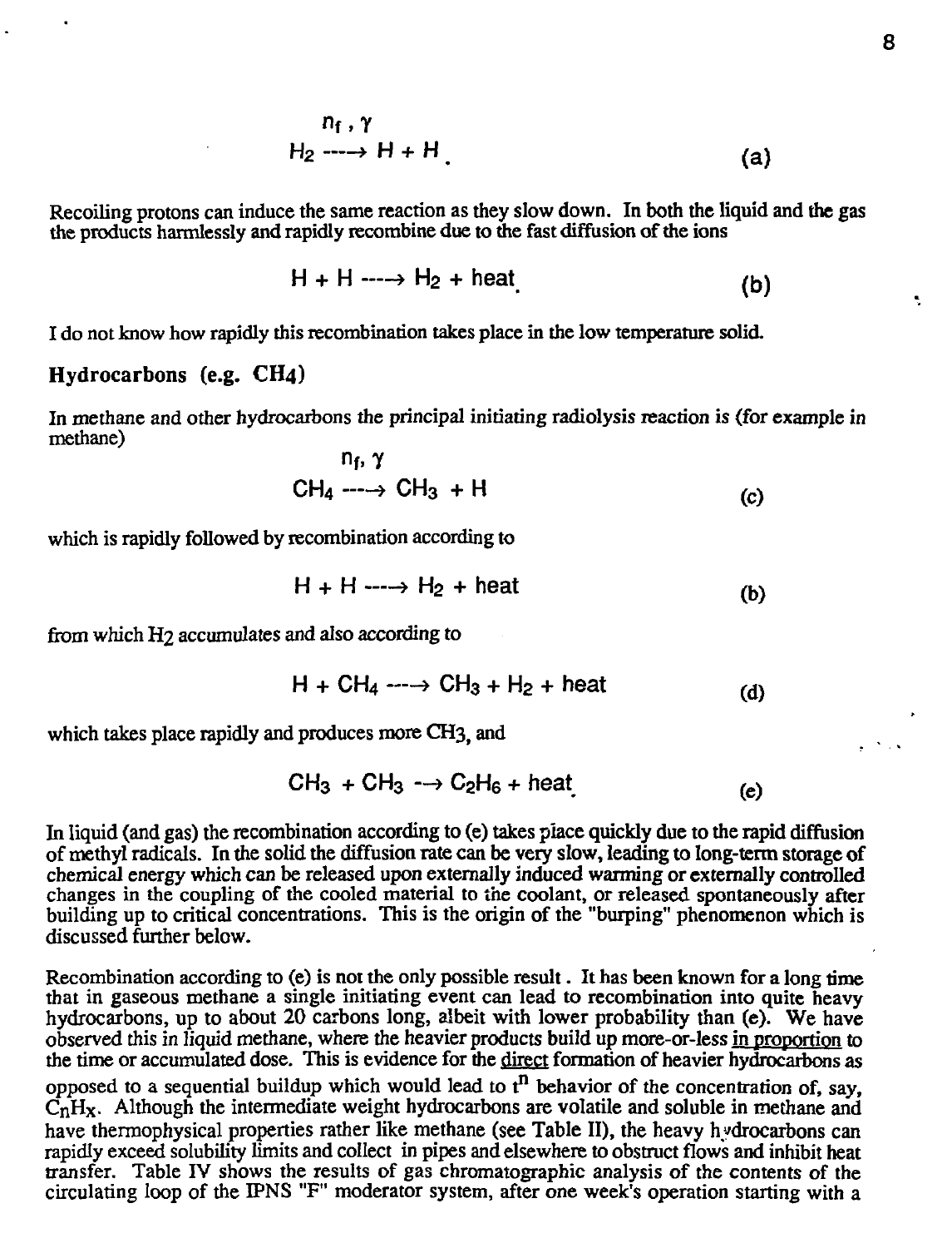$$H_2 \xrightarrow{n_f,\ \gamma} H + H \qquad \text{(a)}$$

Recoiling protons can induce the same reaction as they slow down. In both the liquid and the gas the products harmlessly and rapidly recombine due to the fast diffusion of the ions

$$H + H \longrightarrow H_2 + \text{heat} \qquad \text{(b)}$$

I do not know how rapidly this recombination takes place in the low temperature solid.

### Hydrocarbons (e.g. $CH_4$)

In methane and other hydrocarbons the principal initiating radiolysis reaction is (for example in methane)

$$CH_4 \xrightarrow{n_f,\ \gamma} CH_3 + H \qquad \text{(c)}$$

which is rapidly followed by recombination according to

$$H + H \longrightarrow H_2 + \text{heat} \qquad \text{(b)}$$

from which $H_2$ accumulates and also according to

$$H + CH_4 \longrightarrow CH_3 + H_2 + \text{heat} \qquad \text{(d)}$$

which takes place rapidly and produces more $CH_3$, and

$$CH_3 + CH_3 \longrightarrow C_2H_6 + \text{heat} \qquad \text{(e)}$$

In liquid (and gas) the recombination according to (e) takes place quickly due to the rapid diffusion of methyl radicals. In the solid the diffusion rate can be very slow, leading to long-term storage of chemical energy which can be released upon externally induced warming or externally controlled changes in the coupling of the cooled material to the coolant, or released spontaneously after building up to critical concentrations. This is the origin of the "burping" phenomenon which is discussed further below.

Recombination according to (e) is not the only possible result. It has been known for a long time that in gaseous methane a single initiating event can lead to recombination into quite heavy hydrocarbons, up to about 20 carbons long, albeit with lower probability than (e). We have observed this in liquid methane, where the heavier products build up more-or-less <u>in proportion</u> to the time or accumulated dose. This is evidence for the <u>direct</u> formation of heavier hydrocarbons as opposed to a sequential buildup which would lead to $t^n$ behavior of the concentration of, say, $C_nH_x$. Although the intermediate weight hydrocarbons are volatile and soluble in methane and have thermophysical properties rather like methane (see Table II), the heavy hydrocarbons can rapidly exceed solubility limits and collect in pipes and elsewhere to obstruct flows and inhibit heat transfer. Table IV shows the results of gas chromatographic analysis of the contents of the circulating loop of the IPNS "F" moderator system, after one week's operation starting with a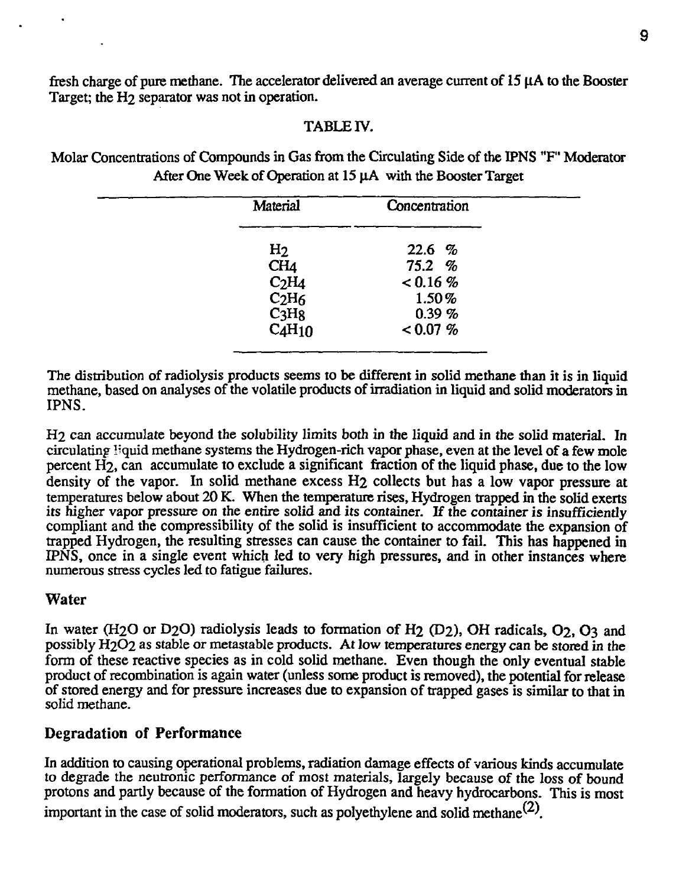fresh charge of pure methane. The accelerator delivered an average current of 15 μA to the Booster Target; the $H_2$ separator was not in operation.

TABLE IV.

Molar Concentrations of Compounds in Gas from the Circulating Side of the IPNS "F" Moderator After One Week of Operation at 15 μA with the Booster Target

| Material | Concentration |
|---|---|
| $H_2$ | 22.6 % |
| $CH_4$ | 75.2 % |
| $C_2H_4$ | < 0.16 % |
| $C_2H_6$ | 1.50 % |
| $C_3H_8$ | 0.39 % |
| $C_4H_{10}$ | < 0.07 % |

The distribution of radiolysis products seems to be different in solid methane than it is in liquid methane, based on analyses of the volatile products of irradiation in liquid and solid moderators in IPNS.

$H_2$ can accumulate beyond the solubility limits both in the liquid and in the solid material. In circulating liquid methane systems the Hydrogen-rich vapor phase, even at the level of a few mole percent $H_2$, can accumulate to exclude a significant fraction of the liquid phase, due to the low density of the vapor. In solid methane excess $H_2$ collects but has a low vapor pressure at temperatures below about 20 K. When the temperature rises, Hydrogen trapped in the solid exerts its higher vapor pressure on the entire solid and its container. If the container is insufficiently compliant and the compressibility of the solid is insufficient to accommodate the expansion of trapped Hydrogen, the resulting stresses can cause the container to fail. This has happened in IPNS, once in a single event which led to very high pressures, and in other instances where numerous stress cycles led to fatigue failures.

## Water

In water ($H_2O$ or $D_2O$) radiolysis leads to formation of $H_2$ ($D_2$), OH radicals, $O_2$, $O_3$ and possibly $H_2O_2$ as stable or metastable products. At low temperatures energy can be stored in the form of these reactive species as in cold solid methane. Even though the only eventual stable product of recombination is again water (unless some product is removed), the potential for release of stored energy and for pressure increases due to expansion of trapped gases is similar to that in solid methane.

## Degradation of Performance

In addition to causing operational problems, radiation damage effects of various kinds accumulate to degrade the neutronic performance of most materials, largely because of the loss of bound protons and partly because of the formation of Hydrogen and heavy hydrocarbons. This is most important in the case of solid moderators, such as polyethylene and solid methane[2].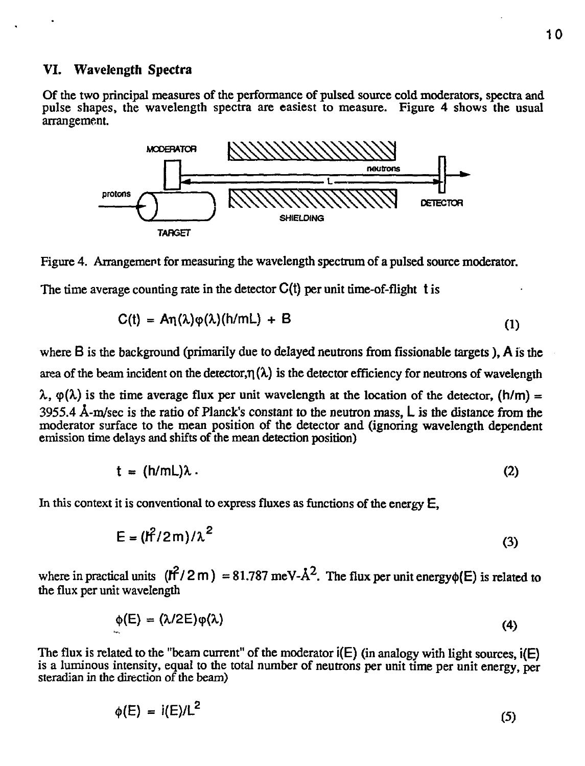## VI. Wavelength Spectra

Of the two principal measures of the performance of pulsed source cold moderators, spectra and pulse shapes, the wavelength spectra are easiest to measure. Figure 4 shows the usual arrangement.

Figure 4. Arrangement for measuring the wavelength spectrum of a pulsed source moderator.

The time average counting rate in the detector $C(t)$ per unit time-of-flight $t$ is

$$C(t) = A\eta(\lambda)\varphi(\lambda)(h/mL) + B \tag{1}$$

where $B$ is the background (primarily due to delayed neutrons from fissionable targets ), $A$ is the area of the beam incident on the detector, $\eta(\lambda)$ is the detector efficiency for neutrons of wavelength $\lambda$, $\varphi(\lambda)$ is the time average flux per unit wavelength at the location of the detector, $(h/m)$ = 3955.4 Å-m/sec is the ratio of Planck's constant to the neutron mass, $L$ is the distance from the moderator surface to the mean position of the detector and (ignoring wavelength dependent emission time delays and shifts of the mean detection position)

$$t = (h/mL)\lambda . \tag{2}$$

In this context it is conventional to express fluxes as functions of the energy $E$,

$$E = (\hbar^2/2m)/\lambda^2 \tag{3}$$

where in practical units $(\hbar^2/2m)$ = 81.787 meV-Å$^2$. The flux per unit energy $\phi(E)$ is related to the flux per unit wavelength

$$\phi(E) = (\lambda/2E)\varphi(\lambda) \tag{4}$$

The flux is related to the "beam current" of the moderator $i(E)$ (in analogy with light sources, $i(E)$ is a luminous intensity, equal to the total number of neutrons per unit time per unit energy, per steradian in the direction of the beam)

$$\phi(E) = i(E)/L^2 \tag{5}$$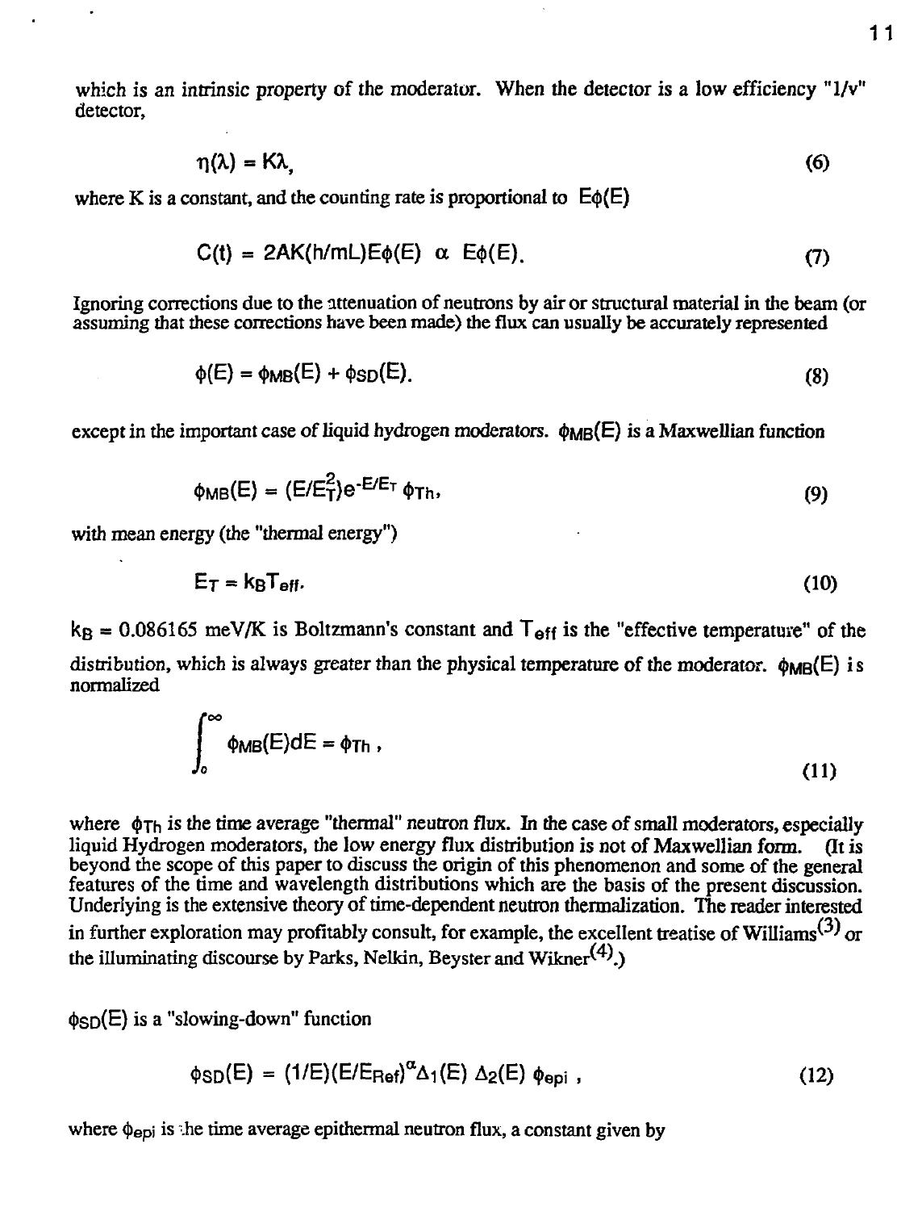which is an intrinsic property of the moderator. When the detector is a low efficiency "1/v" detector,

$$\eta(\lambda) = K\lambda, \tag{6}$$

where K is a constant, and the counting rate is proportional to $E\phi(E)$

$$C(t) = 2AK(h/mL)E\phi(E) \;\; \alpha \;\; E\phi(E). \tag{7}$$

Ignoring corrections due to the attenuation of neutrons by air or structural material in the beam (or assuming that these corrections have been made) the flux can usually be accurately represented

$$\phi(E) = \phi_{MB}(E) + \phi_{SD}(E). \tag{8}$$

except in the important case of liquid hydrogen moderators. $\phi_{MB}(E)$ is a Maxwellian function

$$\phi_{MB}(E) = (E/E_T^2)e^{-E/E_T}\,\phi_{Th}, \tag{9}$$

with mean energy (the "thermal energy")

$$E_T = k_B T_{eff}. \tag{10}$$

$k_B = 0.086165$ meV/K is Boltzmann's constant and $T_{eff}$ is the "effective temperature" of the distribution, which is always greater than the physical temperature of the moderator. $\phi_{MB}(E)$ is normalized

$$\int_0^{\infty} \phi_{MB}(E)dE = \phi_{Th}\,, \tag{11}$$

where $\phi_{Th}$ is the time average "thermal" neutron flux. In the case of small moderators, especially liquid Hydrogen moderators, the low energy flux distribution is not of Maxwellian form. (It is beyond the scope of this paper to discuss the origin of this phenomenon and some of the general features of the time and wavelength distributions which are the basis of the present discussion. Underlying is the extensive theory of time-dependent neutron thermalization. The reader interested in further exploration may profitably consult, for example, the excellent treatise of Williams[3] or the illuminating discourse by Parks, Nelkin, Beyster and Wikner[4].)

$\phi_{SD}(E)$ is a "slowing-down" function

$$\phi_{SD}(E) = (1/E)(E/E_{Ref})^{\alpha}\Delta_1(E)\,\Delta_2(E)\,\phi_{epi}\,, \tag{12}$$

where $\phi_{epi}$ is the time average epithermal neutron flux, a constant given by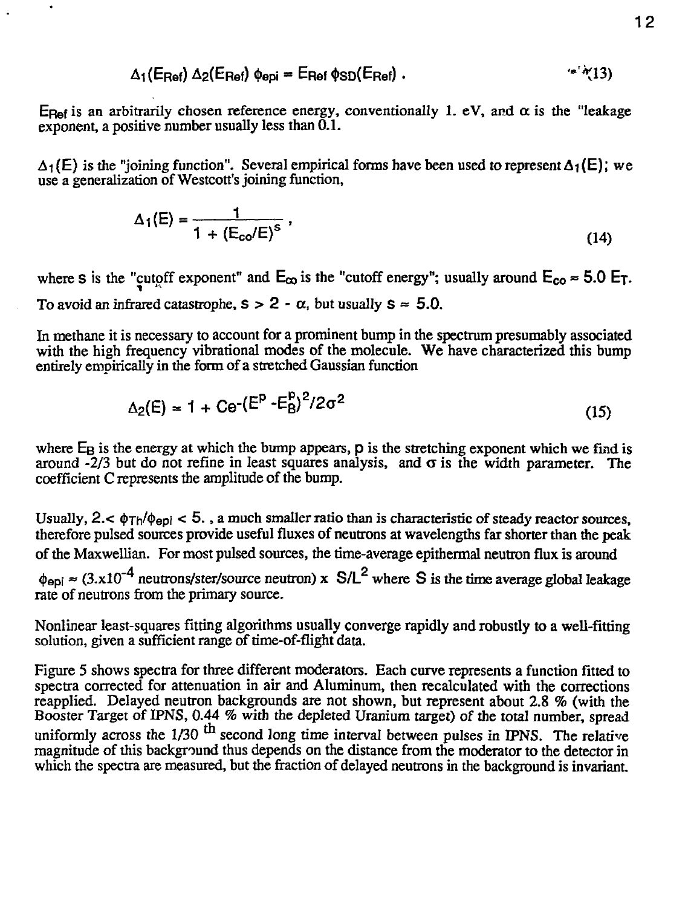$$\Delta_1(E_{Ref})\, \Delta_2(E_{Ref})\, \phi_{epi} = E_{Ref}\, \phi_{SD}(E_{Ref}) \,. \tag{13}$$

$E_{Ref}$ is an arbitrarily chosen reference energy, conventionally 1. eV, and $\alpha$ is the "leakage exponent, a positive number usually less than 0.1.

$\Delta_1(E)$ is the "joining function". Several empirical forms have been used to represent $\Delta_1(E)$; we use a generalization of Westcott's joining function,

$$\Delta_1(E) = \frac{1}{1 + (E_{co}/E)^s} \,, \tag{14}$$

where $s$ is the "cutoff exponent" and $E_{co}$ is the "cutoff energy"; usually around $E_{co} \approx 5.0\, E_T$. To avoid an infrared catastrophe, $s > 2 - \alpha$, but usually $s \approx 5.0$.

In methane it is necessary to account for a prominent bump in the spectrum presumably associated with the high frequency vibrational modes of the molecule. We have characterized this bump entirely empirically in the form of a stretched Gaussian function

$$\Delta_2(E) = 1 + C e^{-(E^p - E_B^p)^2/2\sigma^2} \tag{15}$$

where $E_B$ is the energy at which the bump appears, $p$ is the stretching exponent which we find is around -2/3 but do not refine in least squares analysis, and $\sigma$ is the width parameter. The coefficient C represents the amplitude of the bump.

Usually, $2. < \phi_{Th}/\phi_{epi} < 5.$, a much smaller ratio than is characteristic of steady reactor sources, therefore pulsed sources provide useful fluxes of neutrons at wavelengths far shorter than the peak of the Maxwellian. For most pulsed sources, the time-average epithermal neutron flux is around $\phi_{epi} \approx (3.\text{x}10^{-4}$ neutrons/ster/source neutron) x $S/L^2$ where $S$ is the time average global leakage rate of neutrons from the primary source.

Nonlinear least-squares fitting algorithms usually converge rapidly and robustly to a well-fitting solution, given a sufficient range of time-of-flight data.

Figure 5 shows spectra for three different moderators. Each curve represents a function fitted to spectra corrected for attenuation in air and Aluminum, then recalculated with the corrections reapplied. Delayed neutron backgrounds are not shown, but represent about 2.8 % (with the Booster Target of IPNS, 0.44 % with the depleted Uranium target) of the total number, spread uniformly across the $1/30^{th}$ second long time interval between pulses in IPNS. The relative magnitude of this background thus depends on the distance from the moderator to the detector in which the spectra are measured, but the fraction of delayed neutrons in the background is invariant.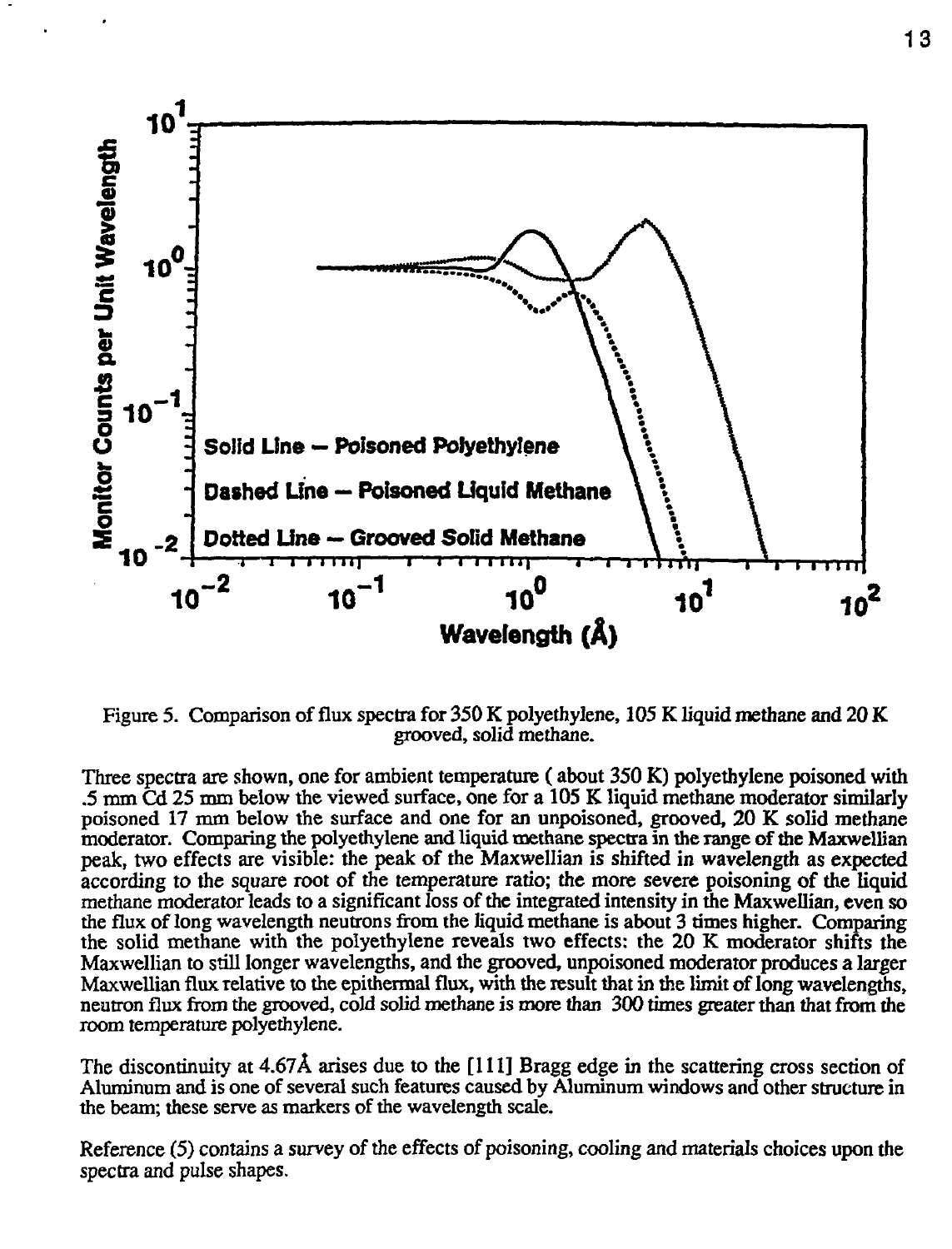Figure 5. Comparison of flux spectra for 350 K polyethylene, 105 K liquid methane and 20 K grooved, solid methane.

Three spectra are shown, one for ambient temperature ( about 350 K) polyethylene poisoned with .5 mm Cd 25 mm below the viewed surface, one for a 105 K liquid methane moderator similarly poisoned 17 mm below the surface and one for an unpoisoned, grooved, 20 K solid methane moderator. Comparing the polyethylene and liquid methane spectra in the range of the Maxwellian peak, two effects are visible: the peak of the Maxwellian is shifted in wavelength as expected according to the square root of the temperature ratio; the more severe poisoning of the liquid methane moderator leads to a significant loss of the integrated intensity in the Maxwellian, even so the flux of long wavelength neutrons from the liquid methane is about 3 times higher. Comparing the solid methane with the polyethylene reveals two effects: the 20 K moderator shifts the Maxwellian to still longer wavelengths, and the grooved, unpoisoned moderator produces a larger Maxwellian flux relative to the epithermal flux, with the result that in the limit of long wavelengths, neutron flux from the grooved, cold solid methane is more than 300 times greater than that from the room temperature polyethylene.

The discontinuity at 4.67Å arises due to the [111] Bragg edge in the scattering cross section of Aluminum and is one of several such features caused by Aluminum windows and other structure in the beam; these serve as markers of the wavelength scale.

Reference (5) contains a survey of the effects of poisoning, cooling and materials choices upon the spectra and pulse shapes.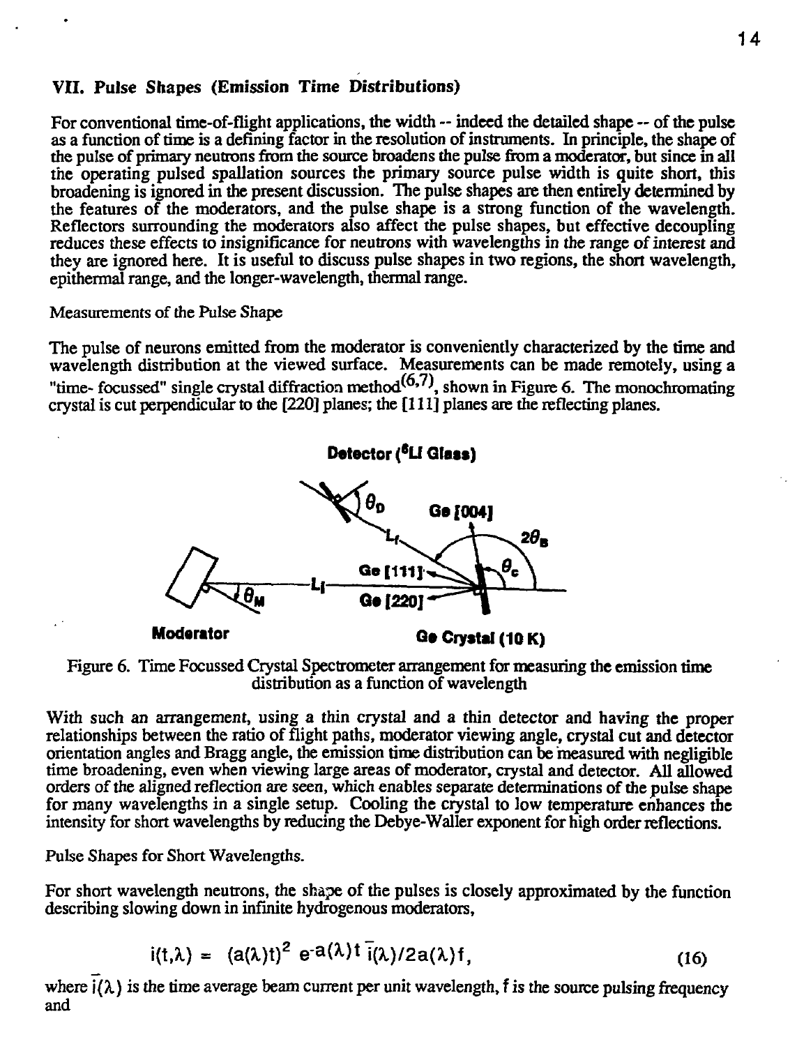## VII. Pulse Shapes (Emission Time Distributions)

For conventional time-of-flight applications, the width -- indeed the detailed shape -- of the pulse as a function of time is a defining factor in the resolution of instruments. In principle, the shape of the pulse of primary neutrons from the source broadens the pulse from a moderator, but since in all the operating pulsed spallation sources the primary source pulse width is quite short, this broadening is ignored in the present discussion. The pulse shapes are then entirely determined by the features of the moderators, and the pulse shape is a strong function of the wavelength. Reflectors surrounding the moderators also affect the pulse shapes, but effective decoupling reduces these effects to insignificance for neutrons with wavelengths in the range of interest and they are ignored here. It is useful to discuss pulse shapes in two regions, the short wavelength, epithermal range, and the longer-wavelength, thermal range.

Measurements of the Pulse Shape

The pulse of neurons emitted from the moderator is conveniently characterized by the time and wavelength distribution at the viewed surface. Measurements can be made remotely, using a "time- focussed" single crystal diffraction method[6,7], shown in Figure 6. The monochromating crystal is cut perpendicular to the [220] planes; the [111] planes are the reflecting planes.

Figure 6. Time Focussed Crystal Spectrometer arrangement for measuring the emission time distribution as a function of wavelength

With such an arrangement, using a thin crystal and a thin detector and having the proper relationships between the ratio of flight paths, moderator viewing angle, crystal cut and detector orientation angles and Bragg angle, the emission time distribution can be measured with negligible time broadening, even when viewing large areas of moderator, crystal and detector. All allowed orders of the aligned reflection are seen, which enables separate determinations of the pulse shape for many wavelengths in a single setup. Cooling the crystal to low temperature enhances the intensity for short wavelengths by reducing the Debye-Waller exponent for high order reflections.

Pulse Shapes for Short Wavelengths.

For short wavelength neutrons, the shape of the pulses is closely approximated by the function describing slowing down in infinite hydrogenous moderators,

$$i(t,\lambda) = (a(\lambda)t)^2 \, e^{-a(\lambda)t} \, \bar{i}(\lambda)/2a(\lambda)f, \tag{16}$$

where $\bar{i}(\lambda)$ is the time average beam current per unit wavelength, $f$ is the source pulsing frequency and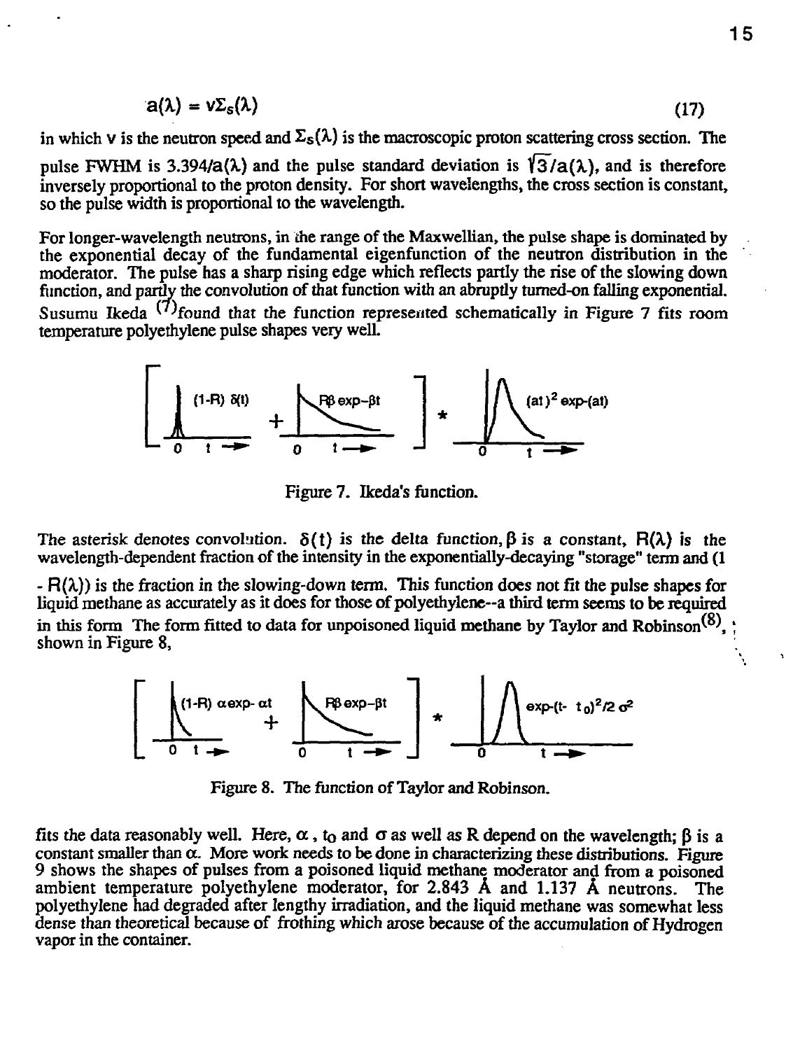$$a(\lambda) = v\Sigma_s(\lambda) \tag{17}$$

in which v is the neutron speed and $\Sigma_s(\lambda)$ is the macroscopic proton scattering cross section. The pulse FWHM is $3.394/a(\lambda)$ and the pulse standard deviation is $\sqrt{3}/a(\lambda)$, and is therefore inversely proportional to the proton density. For short wavelengths, the cross section is constant, so the pulse width is proportional to the wavelength.

For longer-wavelength neutrons, in the range of the Maxwellian, the pulse shape is dominated by the exponential decay of the fundamental eigenfunction of the neutron distribution in the moderator. The pulse has a sharp rising edge which reflects partly the rise of the slowing down function, and partly the convolution of that function with an abruptly turned-on falling exponential. Susumu Ikeda [7] found that the function represented schematically in Figure 7 fits room temperature polyethylene pulse shapes very well.

$$\left[ (1-R)\,\delta(t) + R\beta\exp{-\beta t} \right] * (at)^2\exp{-(at)}$$

Figure 7. Ikeda's function.

The asterisk denotes convolution. $\delta(t)$ is the delta function, $\beta$ is a constant, $R(\lambda)$ is the wavelength-dependent fraction of the intensity in the exponentially-decaying "storage" term and $(1 - R(\lambda))$ is the fraction in the slowing-down term. This function does not fit the pulse shapes for liquid methane as accurately as it does for those of polyethylene--a third term seems to be required in this form The form fitted to data for unpoisoned liquid methane by Taylor and Robinson[8], shown in Figure 8,

$$\left[ (1-R)\,\alpha\exp{-\alpha t} + R\beta\exp{-\beta t} \right] * \exp{-(t-t_0)^2/2\sigma^2}$$

Figure 8. The function of Taylor and Robinson.

fits the data reasonably well. Here, $\alpha$, $t_0$ and $\sigma$ as well as R depend on the wavelength; $\beta$ is a constant smaller than $\alpha$. More work needs to be done in characterizing these distributions. Figure 9 shows the shapes of pulses from a poisoned liquid methane moderator and from a poisoned ambient temperature polyethylene moderator, for 2.843 Å and 1.137 Å neutrons. The polyethylene had degraded after lengthy irradiation, and the liquid methane was somewhat less dense than theoretical because of frothing which arose because of the accumulation of Hydrogen vapor in the container.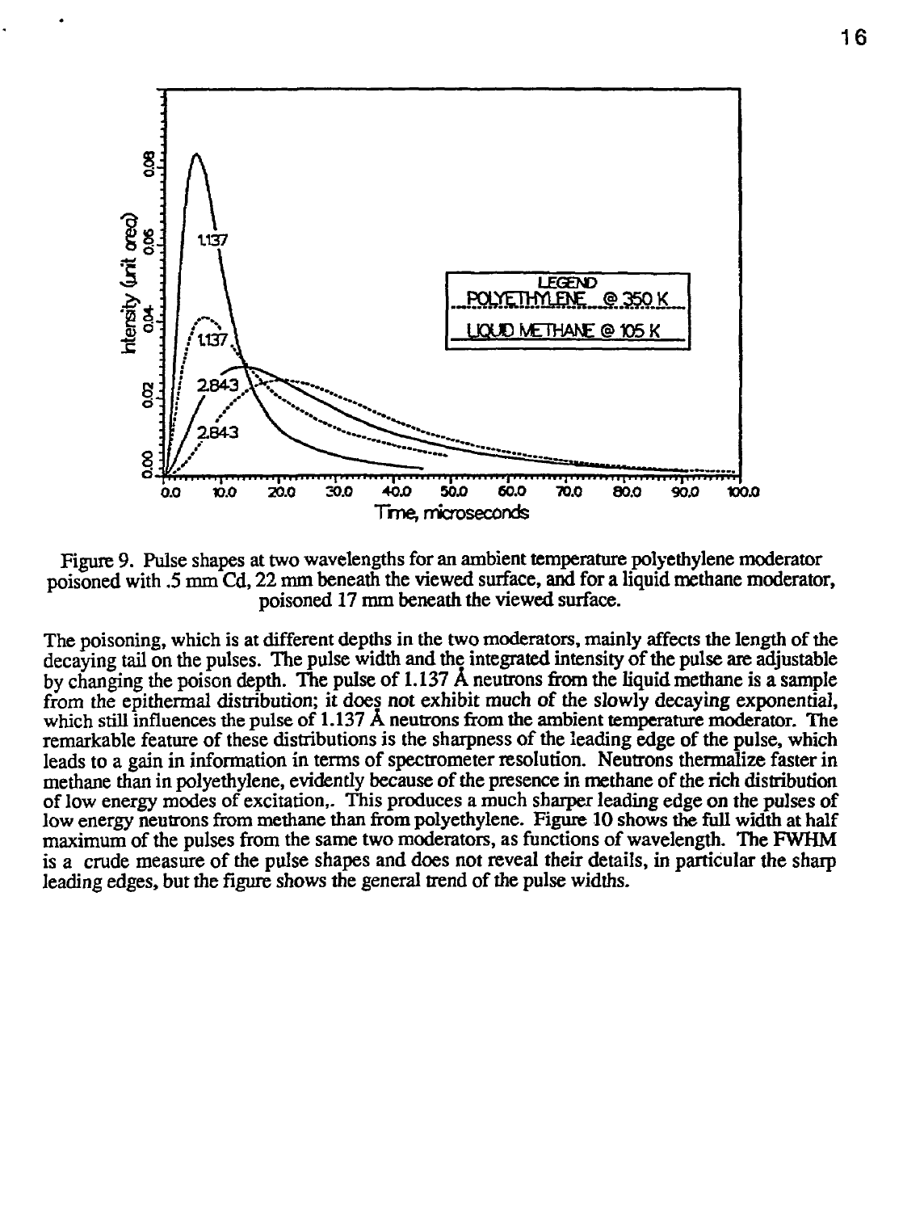Figure 9. Pulse shapes at two wavelengths for an ambient temperature polyethylene moderator poisoned with .5 mm Cd, 22 mm beneath the viewed surface, and for a liquid methane moderator, poisoned 17 mm beneath the viewed surface.

The poisoning, which is at different depths in the two moderators, mainly affects the length of the decaying tail on the pulses. The pulse width and the integrated intensity of the pulse are adjustable by changing the poison depth. The pulse of 1.137 Å neutrons from the liquid methane is a sample from the epithermal distribution; it does not exhibit much of the slowly decaying exponential, which still influences the pulse of 1.137 Å neutrons from the ambient temperature moderator. The remarkable feature of these distributions is the sharpness of the leading edge of the pulse, which leads to a gain in information in terms of spectrometer resolution. Neutrons thermalize faster in methane than in polyethylene, evidently because of the presence in methane of the rich distribution of low energy modes of excitation,. This produces a much sharper leading edge on the pulses of low energy neutrons from methane than from polyethylene. Figure 10 shows the full width at half maximum of the pulses from the same two moderators, as functions of wavelength. The FWHM is a crude measure of the pulse shapes and does not reveal their details, in particular the sharp leading edges, but the figure shows the general trend of the pulse widths.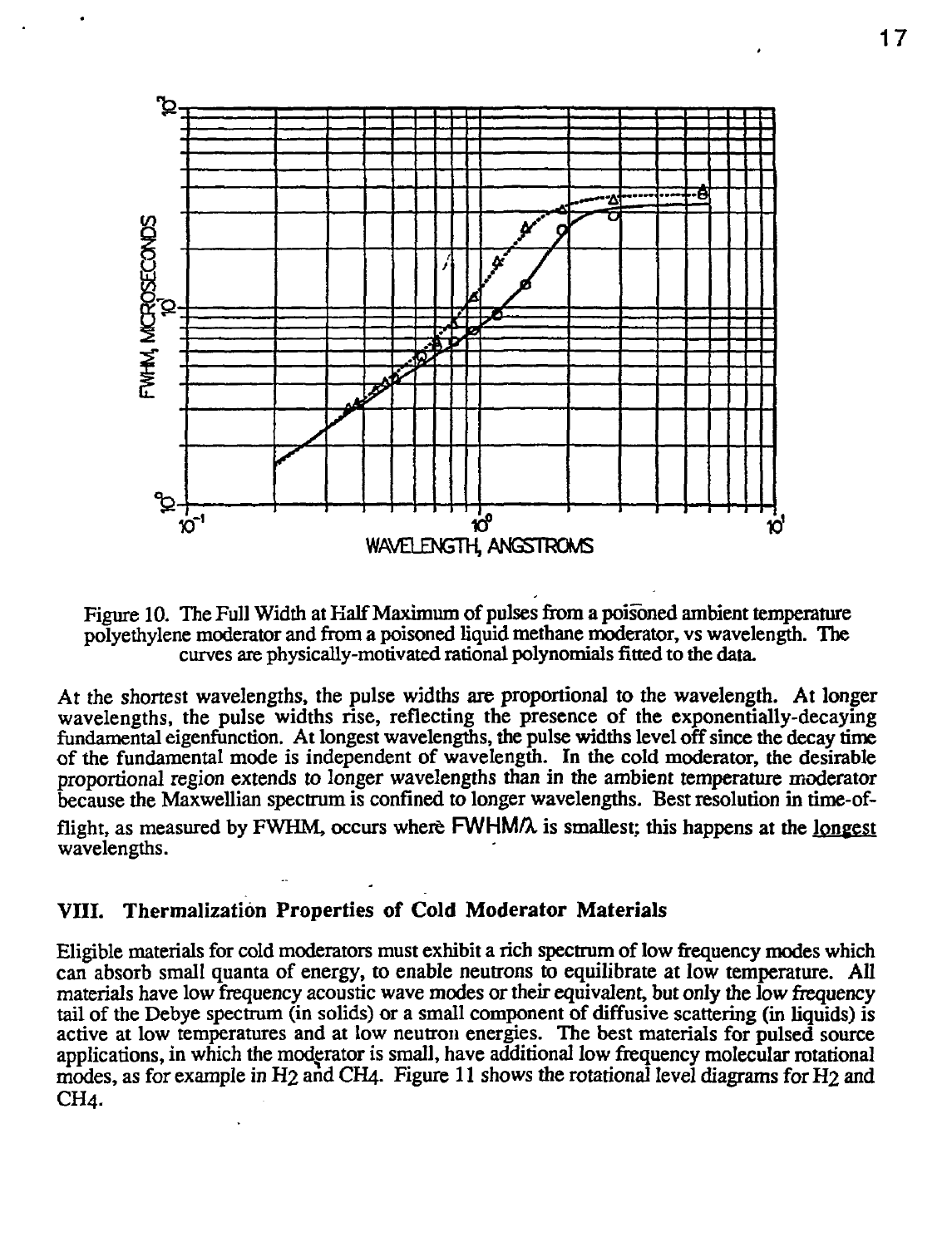Figure 10. The Full Width at Half Maximum of pulses from a poisoned ambient temperature polyethylene moderator and from a poisoned liquid methane moderator, vs wavelength. The curves are physically-motivated rational polynomials fitted to the data.

At the shortest wavelengths, the pulse widths are proportional to the wavelength. At longer wavelengths, the pulse widths rise, reflecting the presence of the exponentially-decaying fundamental eigenfunction. At longest wavelengths, the pulse widths level off since the decay time of the fundamental mode is independent of wavelength. In the cold moderator, the desirable proportional region extends to longer wavelengths than in the ambient temperature moderator because the Maxwellian spectrum is confined to longer wavelengths. Best resolution in time-of-flight, as measured by FWHM, occurs where FWHM/$\lambda$ is smallest; this happens at the longest wavelengths.

## VIII. Thermalization Properties of Cold Moderator Materials

Eligible materials for cold moderators must exhibit a rich spectrum of low frequency modes which can absorb small quanta of energy, to enable neutrons to equilibrate at low temperature. All materials have low frequency acoustic wave modes or their equivalent, but only the low frequency tail of the Debye spectrum (in solids) or a small component of diffusive scattering (in liquids) is active at low temperatures and at low neutron energies. The best materials for pulsed source applications, in which the moderator is small, have additional low frequency molecular rotational modes, as for example in $H_2$ and $CH_4$. Figure 11 shows the rotational level diagrams for $H_2$ and $CH_4$.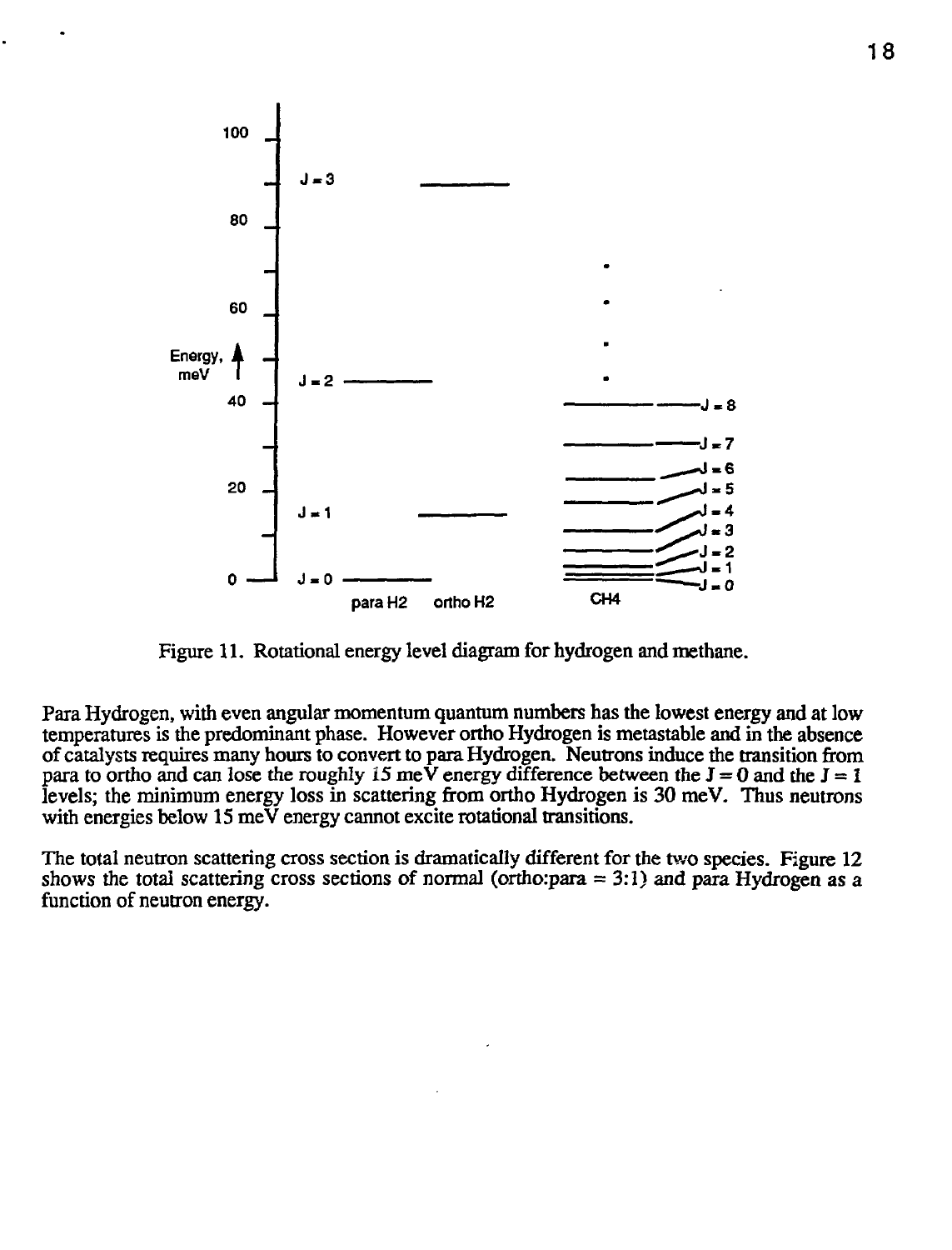Figure 11. Rotational energy level diagram for hydrogen and methane.

Para Hydrogen, with even angular momentum quantum numbers has the lowest energy and at low temperatures is the predominant phase. However ortho Hydrogen is metastable and in the absence of catalysts requires many hours to convert to para Hydrogen. Neutrons induce the transition from para to ortho and can lose the roughly 15 meV energy difference between the $J = 0$ and the $J = 1$ levels; the minimum energy loss in scattering from ortho Hydrogen is 30 meV. Thus neutrons with energies below 15 meV energy cannot excite rotational transitions.

The total neutron scattering cross section is dramatically different for the two species. Figure 12 shows the total scattering cross sections of normal (ortho:para = 3:1) and para Hydrogen as a function of neutron energy.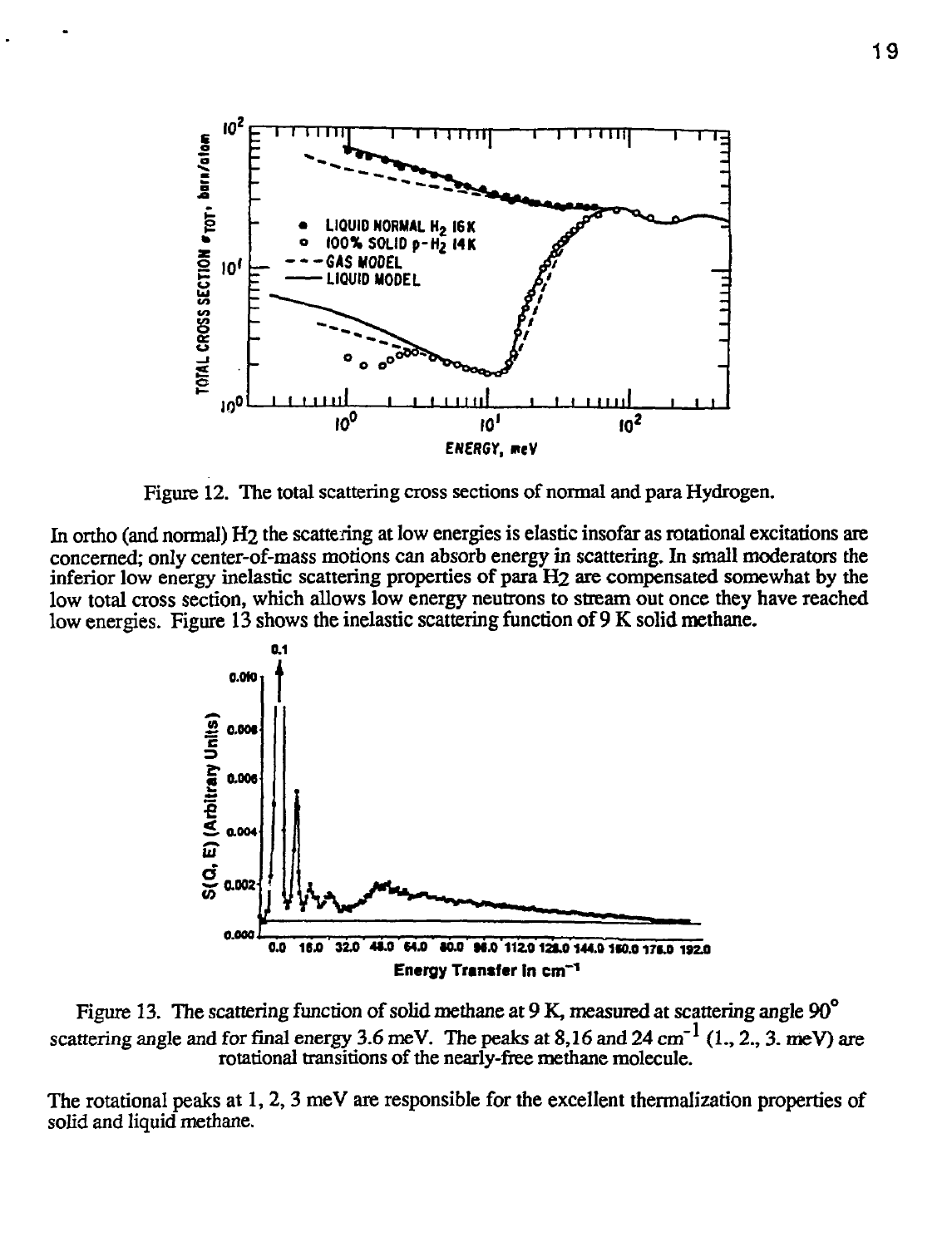Figure 12. The total scattering cross sections of normal and para Hydrogen.

In ortho (and normal) $H_2$ the scattering at low energies is elastic insofar as rotational excitations are concerned; only center-of-mass motions can absorb energy in scattering. In small moderators the inferior low energy inelastic scattering properties of para $H_2$ are compensated somewhat by the low total cross section, which allows low energy neutrons to stream out once they have reached low energies. Figure 13 shows the inelastic scattering function of 9 K solid methane.

Figure 13. The scattering function of solid methane at 9 K, measured at scattering angle 90° scattering angle and for final energy 3.6 meV. The peaks at 8,16 and 24 $cm^{-1}$ (1., 2., 3. meV) are rotational transitions of the nearly-free methane molecule.

The rotational peaks at 1, 2, 3 meV are responsible for the excellent thermalization properties of solid and liquid methane.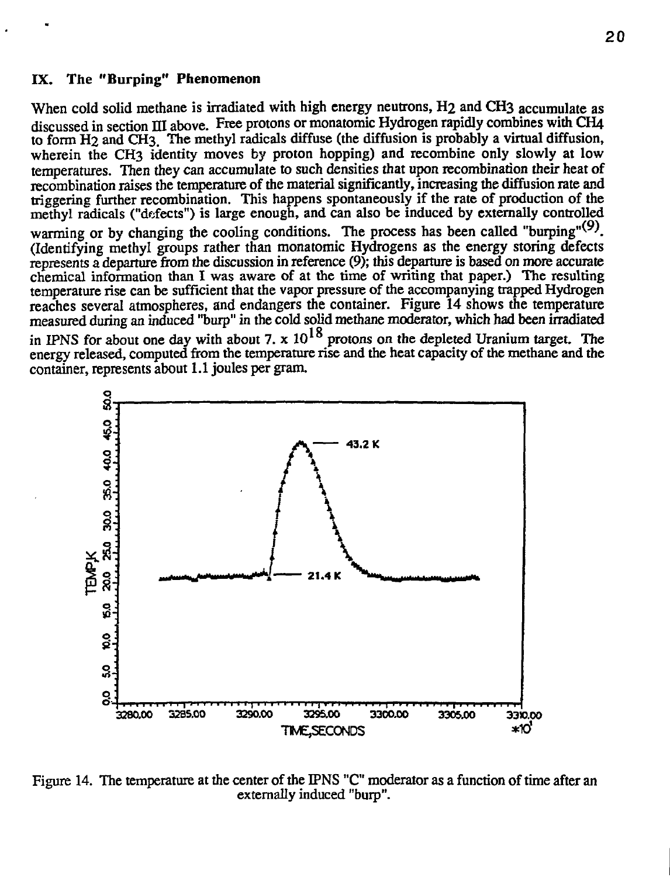## IX. The "Burping" Phenomenon

When cold solid methane is irradiated with high energy neutrons, $H_2$ and $CH_3$ accumulate as discussed in section III above. Free protons or monatomic Hydrogen rapidly combines with $CH_4$ to form $H_2$ and $CH_3$. The methyl radicals diffuse (the diffusion is probably a virtual diffusion, wherein the $CH_3$ identity moves by proton hopping) and recombine only slowly at low temperatures. Then they can accumulate to such densities that upon recombination their heat of recombination raises the temperature of the material significantly, increasing the diffusion rate and triggering further recombination. This happens spontaneously if the rate of production of the methyl radicals ("defects") is large enough, and can also be induced by externally controlled warming or by changing the cooling conditions. The process has been called "burping"[(9)]. (Identifying methyl groups rather than monatomic Hydrogens as the energy storing defects represents a departure from the discussion in reference (9); this departure is based on more accurate chemical information than I was aware of at the time of writing that paper.) The resulting temperature rise can be sufficient that the vapor pressure of the accompanying trapped Hydrogen reaches several atmospheres, and endangers the container. Figure 14 shows the temperature measured during an induced "burp" in the cold solid methane moderator, which had been irradiated in IPNS for about one day with about $7. \times 10^{18}$ protons on the depleted Uranium target. The energy released, computed from the temperature rise and the heat capacity of the methane and the container, represents about 1.1 joules per gram.

Figure 14. The temperature at the center of the IPNS "C" moderator as a function of time after an externally induced "burp".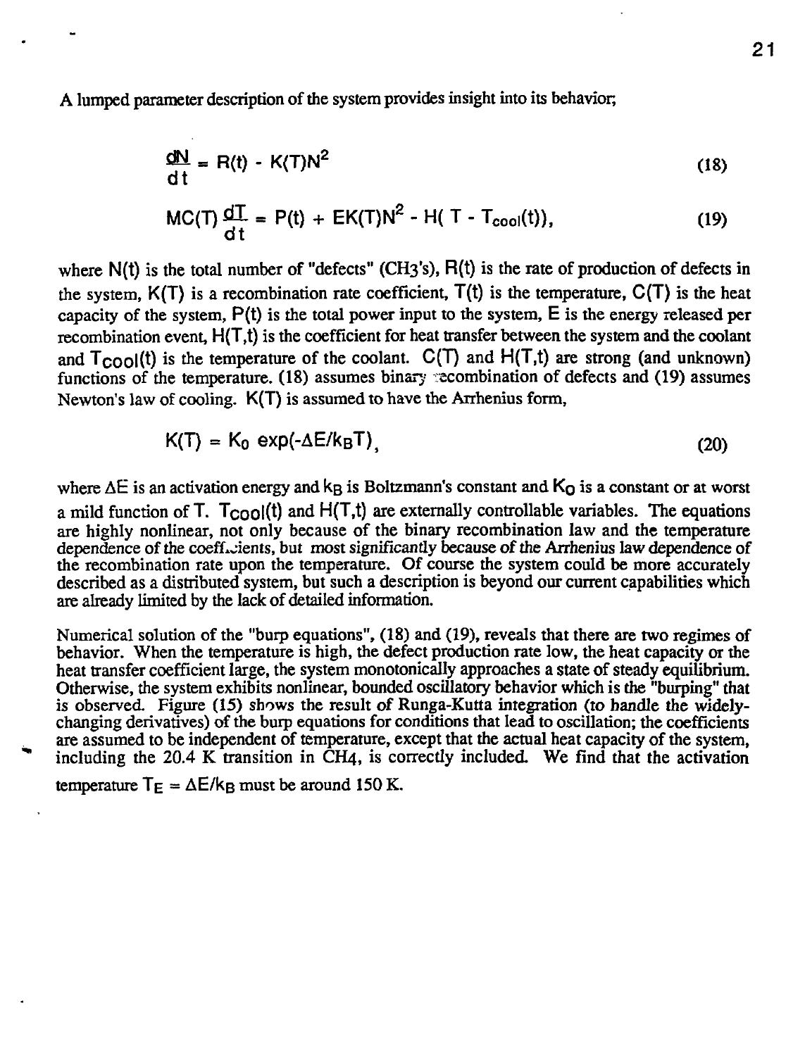A lumped parameter description of the system provides insight into its behavior;

$$\frac{dN}{dt} = R(t) - K(T)N^2 \tag{18}$$

$$MC(T)\frac{dT}{dt} = P(t) + EK(T)N^2 - H(T - T_{cool}(t)), \tag{19}$$

where $N(t)$ is the total number of "defects" ($CH_3$'s), $R(t)$ is the rate of production of defects in the system, $K(T)$ is a recombination rate coefficient, $T(t)$ is the temperature, $C(T)$ is the heat capacity of the system, $P(t)$ is the total power input to the system, $E$ is the energy released per recombination event, $H(T,t)$ is the coefficient for heat transfer between the system and the coolant and $T_{cool}(t)$ is the temperature of the coolant. $C(T)$ and $H(T,t)$ are strong (and unknown) functions of the temperature. (18) assumes binary recombination of defects and (19) assumes Newton's law of cooling. $K(T)$ is assumed to have the Arrhenius form,

$$K(T) = K_0 \exp(-\Delta E/k_B T), \tag{20}$$

where $\Delta E$ is an activation energy and $k_B$ is Boltzmann's constant and $K_0$ is a constant or at worst a mild function of $T$. $T_{cool}(t)$ and $H(T,t)$ are externally controllable variables. The equations are highly nonlinear, not only because of the binary recombination law and the temperature dependence of the coefficients, but most significantly because of the Arrhenius law dependence of the recombination rate upon the temperature. Of course the system could be more accurately described as a distributed system, but such a description is beyond our current capabilities which are already limited by the lack of detailed information.

Numerical solution of the "burp equations", (18) and (19), reveals that there are two regimes of behavior. When the temperature is high, the defect production rate low, the heat capacity or the heat transfer coefficient large, the system monotonically approaches a state of steady equilibrium. Otherwise, the system exhibits nonlinear, bounded oscillatory behavior which is the "burping" that is observed. Figure (15) shows the result of Runga-Kutta integration (to handle the widely-changing derivatives) of the burp equations for conditions that lead to oscillation; the coefficients are assumed to be independent of temperature, except that the actual heat capacity of the system, including the 20.4 K transition in $CH_4$, is correctly included. We find that the activation temperature $T_E = \Delta E/k_B$ must be around 150 K.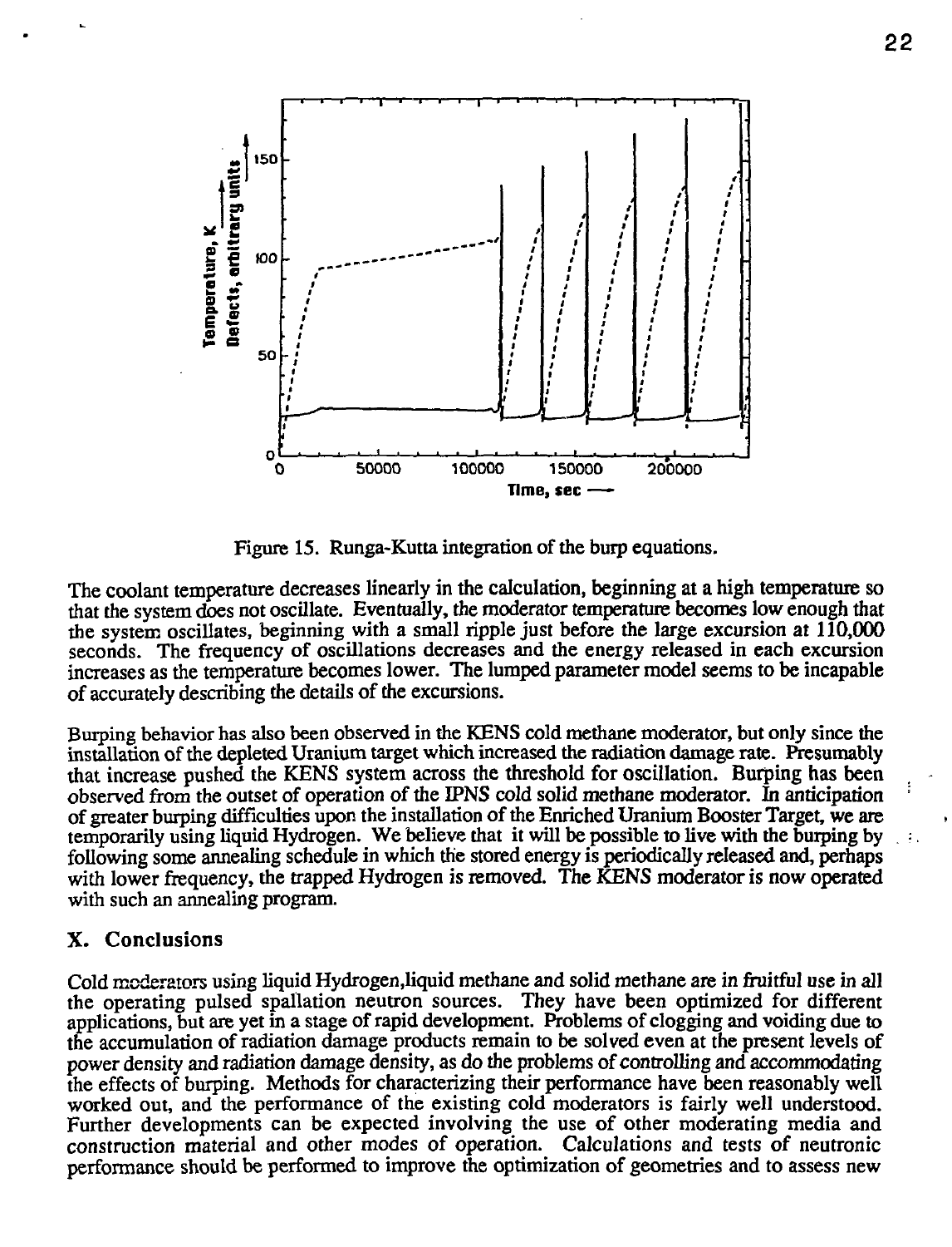Figure 15. Runga-Kutta integration of the burp equations.

The coolant temperature decreases linearly in the calculation, beginning at a high temperature so that the system does not oscillate. Eventually, the moderator temperature becomes low enough that the system oscillates, beginning with a small ripple just before the large excursion at 110,000 seconds. The frequency of oscillations decreases and the energy released in each excursion increases as the temperature becomes lower. The lumped parameter model seems to be incapable of accurately describing the details of the excursions.

Burping behavior has also been observed in the KENS cold methane moderator, but only since the installation of the depleted Uranium target which increased the radiation damage rate. Presumably that increase pushed the KENS system across the threshold for oscillation. Burping has been observed from the outset of operation of the IPNS cold solid methane moderator. In anticipation of greater burping difficulties upon the installation of the Enriched Uranium Booster Target, we are temporarily using liquid Hydrogen. We believe that it will be possible to live with the burping by following some annealing schedule in which the stored energy is periodically released and, perhaps with lower frequency, the trapped Hydrogen is removed. The KENS moderator is now operated with such an annealing program.

## X. Conclusions

Cold moderators using liquid Hydrogen,liquid methane and solid methane are in fruitful use in all the operating pulsed spallation neutron sources. They have been optimized for different applications, but are yet in a stage of rapid development. Problems of clogging and voiding due to the accumulation of radiation damage products remain to be solved even at the present levels of power density and radiation damage density, as do the problems of controlling and accommodating the effects of burping. Methods for characterizing their performance have been reasonably well worked out, and the performance of the existing cold moderators is fairly well understood. Further developments can be expected involving the use of other moderating media and construction material and other modes of operation. Calculations and tests of neutronic performance should be performed to improve the optimization of geometries and to assess new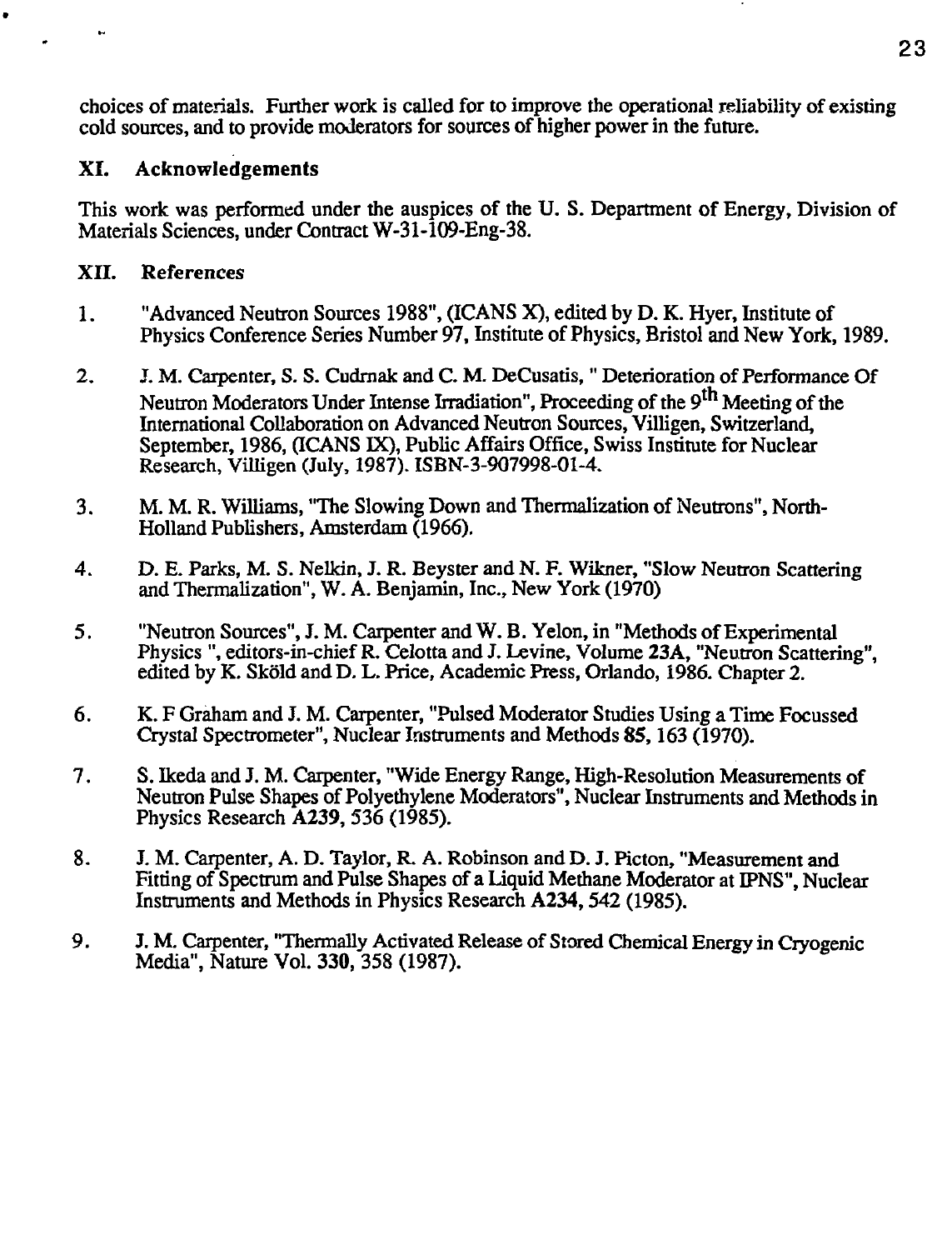choices of materials. Further work is called for to improve the operational reliability of existing cold sources, and to provide moderators for sources of higher power in the future.

## XI. Acknowledgements

This work was performed under the auspices of the U. S. Department of Energy, Division of Materials Sciences, under Contract W-31-109-Eng-38.

## XII. References

1. "Advanced Neutron Sources 1988", (ICANS X), edited by D. K. Hyer, Institute of Physics Conference Series Number 97, Institute of Physics, Bristol and New York, 1989.

2. J. M. Carpenter, S. S. Cudrnak and C. M. DeCusatis, " Deterioration of Performance Of Neutron Moderators Under Intense Irradiation", Proceeding of the 9th Meeting of the International Collaboration on Advanced Neutron Sources, Villigen, Switzerland, September, 1986, (ICANS IX), Public Affairs Office, Swiss Institute for Nuclear Research, Villigen (July, 1987). ISBN-3-907998-01-4.

3. M. M. R. Williams, "The Slowing Down and Thermalization of Neutrons", North-Holland Publishers, Amsterdam (1966).

4. D. E. Parks, M. S. Nelkin, J. R. Beyster and N. F. Wikner, "Slow Neutron Scattering and Thermalization", W. A. Benjamin, Inc., New York (1970)

5. "Neutron Sources", J. M. Carpenter and W. B. Yelon, in "Methods of Experimental Physics ", editors-in-chief R. Celotta and J. Levine, Volume **23A**, "Neutron Scattering", edited by K. Sköld and D. L. Price, Academic Press, Orlando, 1986. Chapter 2.

6. K. F Graham and J. M. Carpenter, "Pulsed Moderator Studies Using a Time Focussed Crystal Spectrometer", Nuclear Instruments and Methods **85**, 163 (1970).

7. S. Ikeda and J. M. Carpenter, "Wide Energy Range, High-Resolution Measurements of Neutron Pulse Shapes of Polyethylene Moderators", Nuclear Instruments and Methods in Physics Research **A239**, 536 (1985).

8. J. M. Carpenter, A. D. Taylor, R. A. Robinson and D. J. Picton, "Measurement and Fitting of Spectrum and Pulse Shapes of a Liquid Methane Moderator at IPNS", Nuclear Instruments and Methods in Physics Research **A234**, 542 (1985).

9. J. M. Carpenter, "Thermally Activated Release of Stored Chemical Energy in Cryogenic Media", Nature Vol. **330**, 358 (1987).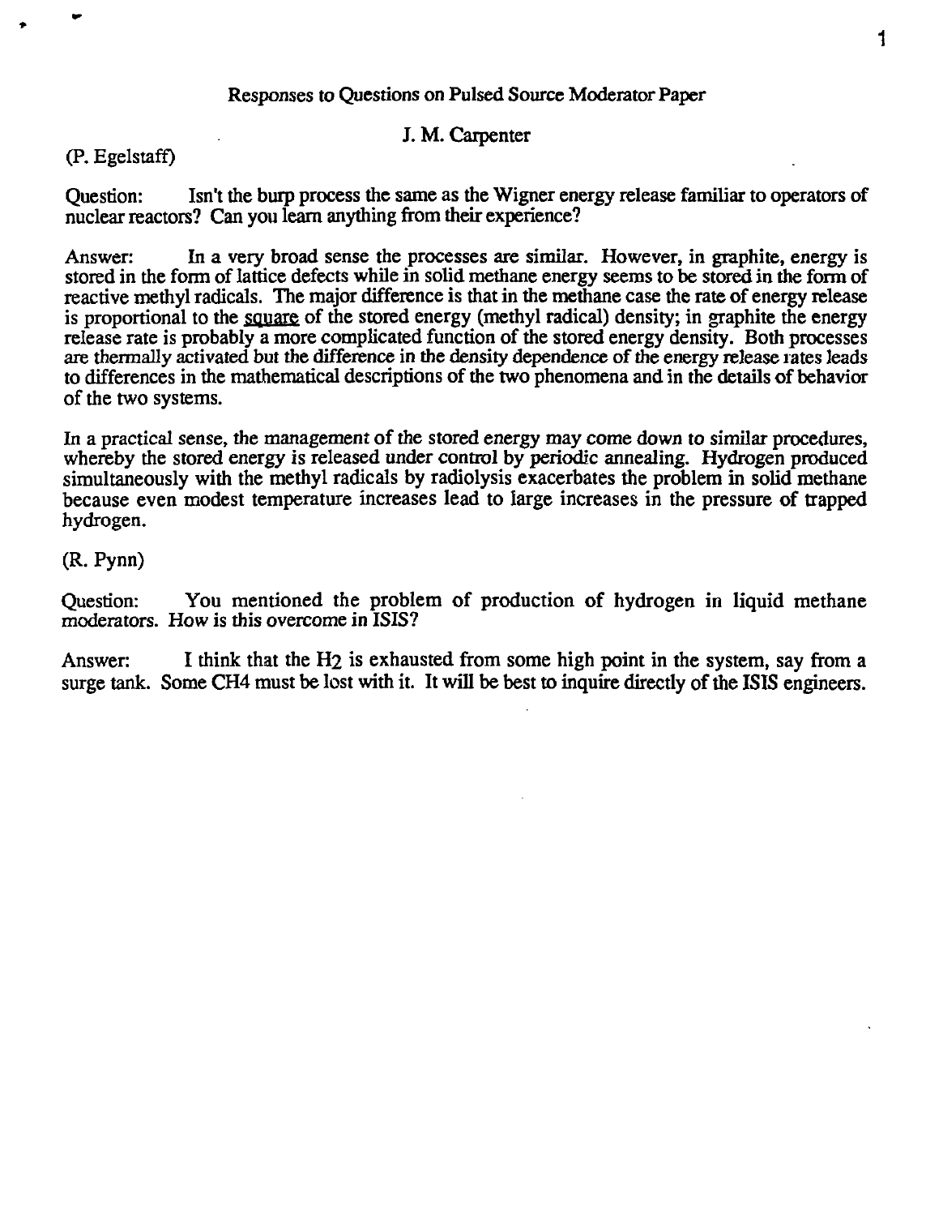Responses to Questions on Pulsed Source Moderator Paper

J. M. Carpenter

(P. Egelstaff)

Question: Isn't the burp process the same as the Wigner energy release familiar to operators of nuclear reactors? Can you learn anything from their experience?

Answer: In a very broad sense the processes are similar. However, in graphite, energy is stored in the form of lattice defects while in solid methane energy seems to be stored in the form of reactive methyl radicals. The major difference is that in the methane case the rate of energy release is proportional to the square of the stored energy (methyl radical) density; in graphite the energy release rate is probably a more complicated function of the stored energy density. Both processes are thermally activated but the difference in the density dependence of the energy release rates leads to differences in the mathematical descriptions of the two phenomena and in the details of behavior of the two systems.

In a practical sense, the management of the stored energy may come down to similar procedures, whereby the stored energy is released under control by periodic annealing. Hydrogen produced simultaneously with the methyl radicals by radiolysis exacerbates the problem in solid methane because even modest temperature increases lead to large increases in the pressure of trapped hydrogen.

(R. Pynn)

Question: You mentioned the problem of production of hydrogen in liquid methane moderators. How is this overcome in ISIS?

Answer: I think that the $H_2$ is exhausted from some high point in the system, say from a surge tank. Some $CH_4$ must be lost with it. It will be best to inquire directly of the ISIS engineers.